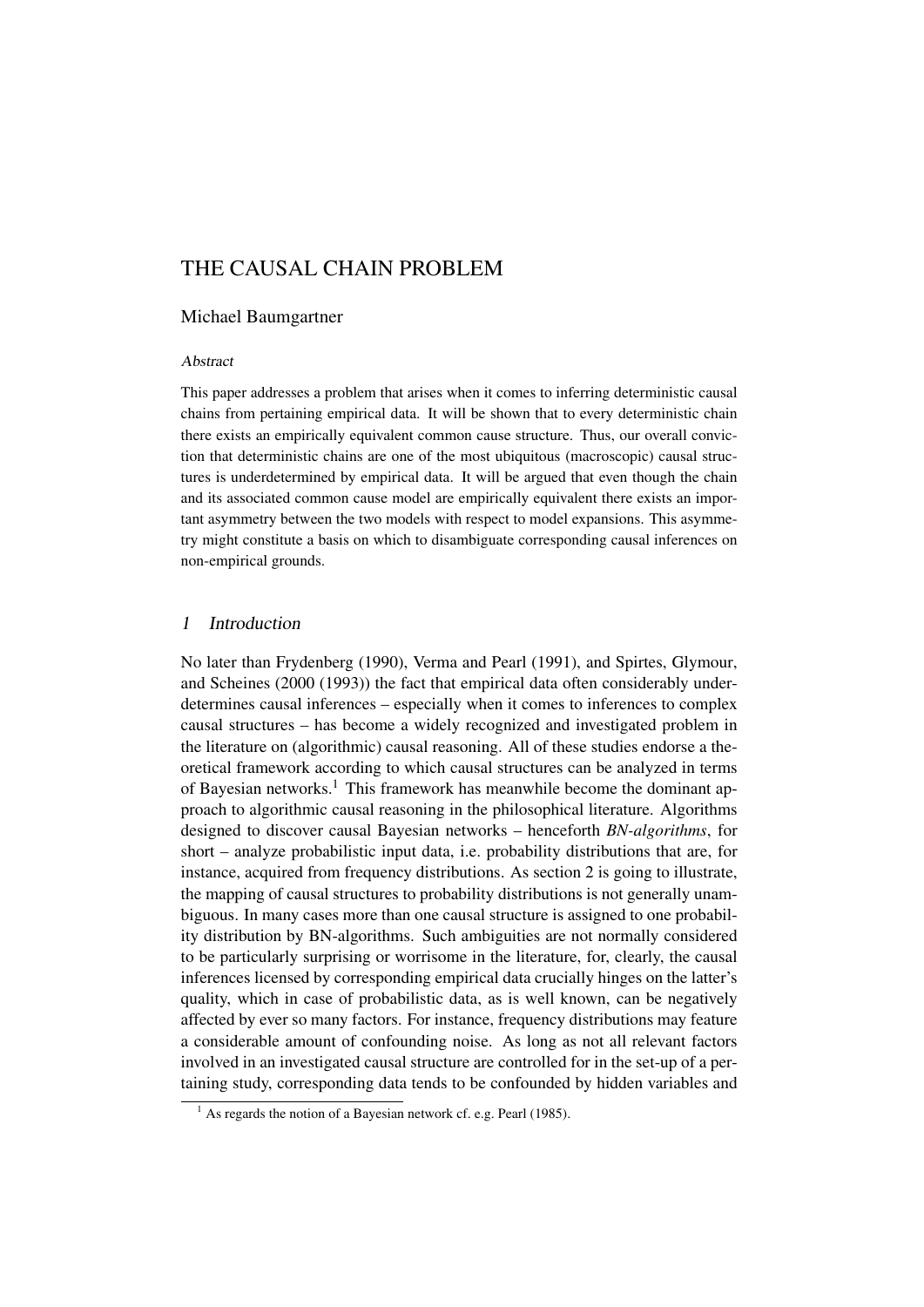# THE CAUSAL CHAIN PROBLEM

Michael Baumgartner

### Abstract

This paper addresses a problem that arises when it comes to inferring deterministic causal chains from pertaining empirical data. It will be shown that to every deterministic chain there exists an empirically equivalent common cause structure. Thus, our overall conviction that deterministic chains are one of the most ubiquitous (macroscopic) causal structures is underdetermined by empirical data. It will be argued that even though the chain and its associated common cause model are empirically equivalent there exists an important asymmetry between the two models with respect to model expansions. This asymmetry might constitute a basis on which to disambiguate corresponding causal inferences on non-empirical grounds.

## 1 Introduction

No later than Frydenberg (1990), Verma and Pearl (1991), and Spirtes, Glymour, and Scheines (2000 (1993)) the fact that empirical data often considerably underdetermines causal inferences – especially when it comes to inferences to complex causal structures – has become a widely recognized and investigated problem in the literature on (algorithmic) causal reasoning. All of these studies endorse a theoretical framework according to which causal structures can be analyzed in terms of Bayesian networks.[1] This framework has meanwhile become the dominant approach to algorithmic causal reasoning in the philosophical literature. Algorithms designed to discover causal Bayesian networks – henceforth *BN-algorithms*, for short – analyze probabilistic input data, i.e. probability distributions that are, for instance, acquired from frequency distributions. As section 2 is going to illustrate, the mapping of causal structures to probability distributions is not generally unambiguous. In many cases more than one causal structure is assigned to one probability distribution by BN-algorithms. Such ambiguities are not normally considered to be particularly surprising or worrisome in the literature, for, clearly, the causal inferences licensed by corresponding empirical data crucially hinges on the latter's quality, which in case of probabilistic data, as is well known, can be negatively affected by ever so many factors. For instance, frequency distributions may feature a considerable amount of confounding noise. As long as not all relevant factors involved in an investigated causal structure are controlled for in the set-up of a pertaining study, corresponding data tends to be confounded by hidden variables and

[1] As regards the notion of a Bayesian network cf. e.g. Pearl (1985).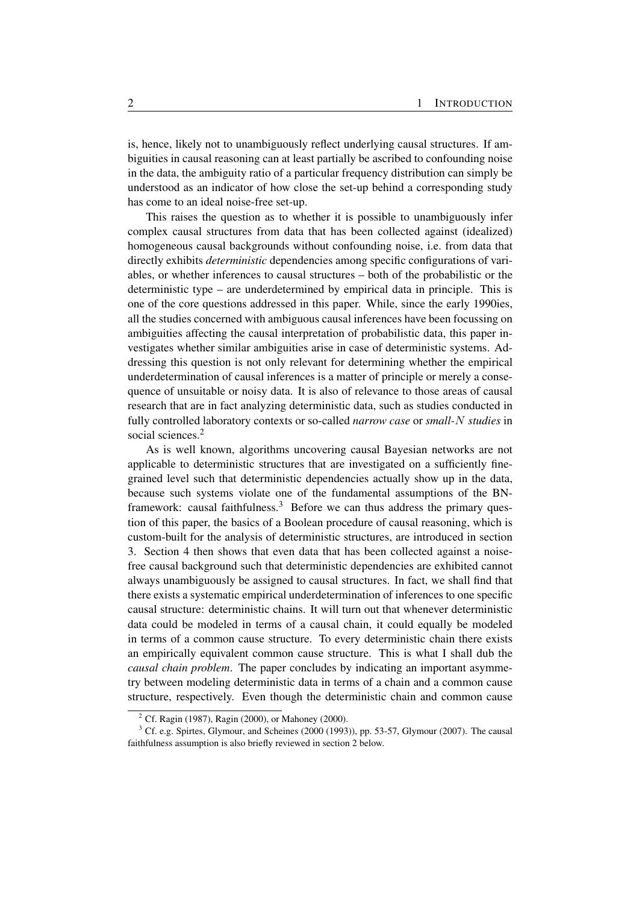is, hence, likely not to unambiguously reflect underlying causal structures. If ambiguities in causal reasoning can at least partially be ascribed to confounding noise in the data, the ambiguity ratio of a particular frequency distribution can simply be understood as an indicator of how close the set-up behind a corresponding study has come to an ideal noise-free set-up.

This raises the question as to whether it is possible to unambiguously infer complex causal structures from data that has been collected against (idealized) homogeneous causal backgrounds without confounding noise, i.e. from data that directly exhibits *deterministic* dependencies among specific configurations of variables, or whether inferences to causal structures – both of the probabilistic or the deterministic type – are underdetermined by empirical data in principle. This is one of the core questions addressed in this paper. While, since the early 1990ies, all the studies concerned with ambiguous causal inferences have been focussing on ambiguities affecting the causal interpretation of probabilistic data, this paper investigates whether similar ambiguities arise in case of deterministic systems. Addressing this question is not only relevant for determining whether the empirical underdetermination of causal inferences is a matter of principle or merely a consequence of unsuitable or noisy data. It is also of relevance to those areas of causal research that are in fact analyzing deterministic data, such as studies conducted in fully controlled laboratory contexts or so-called *narrow case* or *small-$N$ studies* in social sciences.[2]

As is well known, algorithms uncovering causal Bayesian networks are not applicable to deterministic structures that are investigated on a sufficiently fine-grained level such that deterministic dependencies actually show up in the data, because such systems violate one of the fundamental assumptions of the BN-framework: causal faithfulness.[3] Before we can thus address the primary question of this paper, the basics of a Boolean procedure of causal reasoning, which is custom-built for the analysis of deterministic structures, are introduced in section 3. Section 4 then shows that even data that has been collected against a noise-free causal background such that deterministic dependencies are exhibited cannot always unambiguously be assigned to causal structures. In fact, we shall find that there exists a systematic empirical underdetermination of inferences to one specific causal structure: deterministic chains. It will turn out that whenever deterministic data could be modeled in terms of a causal chain, it could equally be modeled in terms of a common cause structure. To every deterministic chain there exists an empirically equivalent common cause structure. This is what I shall dub the *causal chain problem*. The paper concludes by indicating an important asymmetry between modeling deterministic data in terms of a chain and a common cause structure, respectively. Even though the deterministic chain and common cause

[2] Cf. Ragin (1987), Ragin (2000), or Mahoney (2000).

[3] Cf. e.g. Spirtes, Glymour, and Scheines (2000 (1993)), pp. 53-57, Glymour (2007). The causal faithfulness assumption is also briefly reviewed in section 2 below.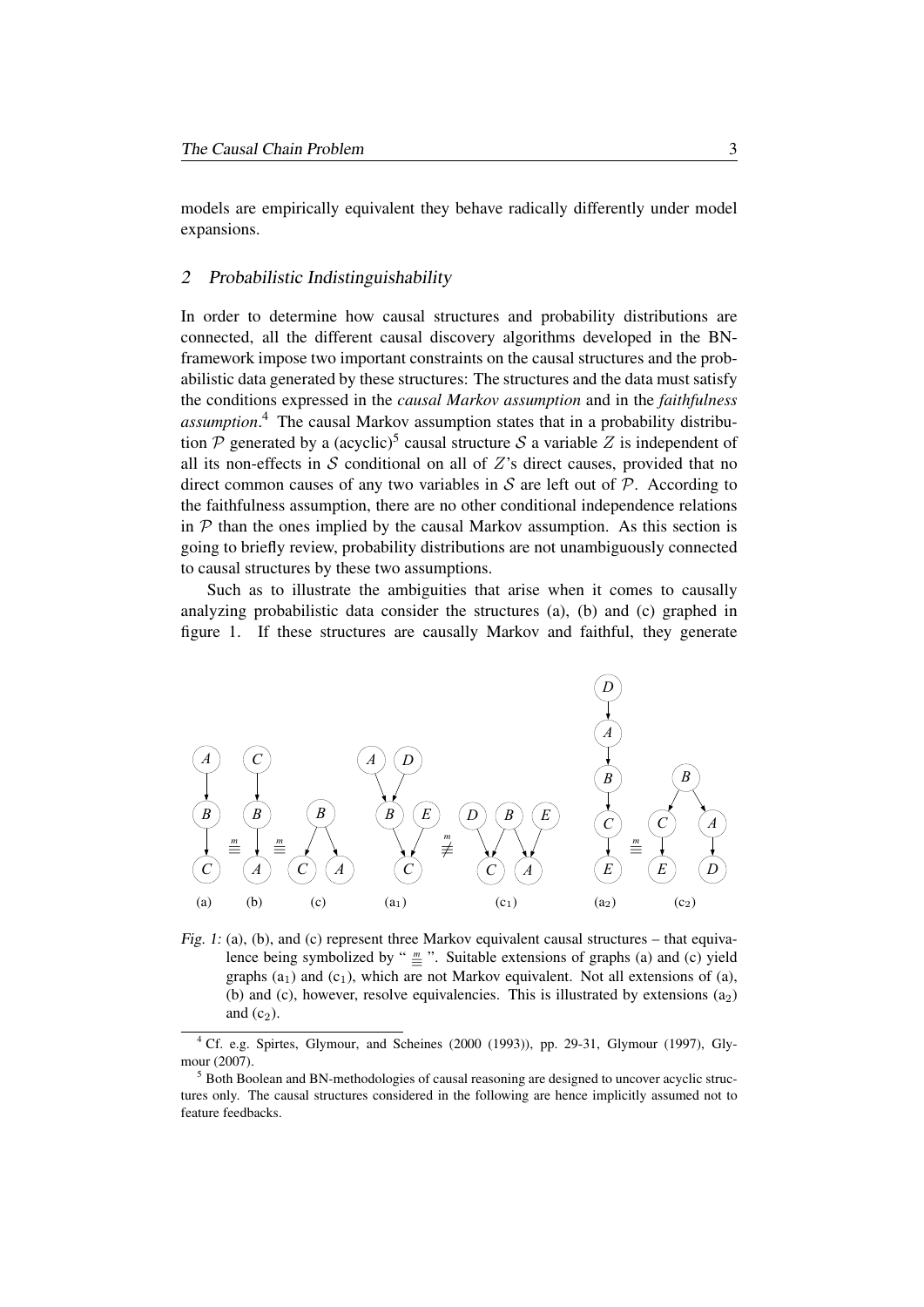models are empirically equivalent they behave radically differently under model expansions.

## 2 Probabilistic Indistinguishability

In order to determine how causal structures and probability distributions are connected, all the different causal discovery algorithms developed in the BN-framework impose two important constraints on the causal structures and the probabilistic data generated by these structures: The structures and the data must satisfy the conditions expressed in the *causal Markov assumption* and in the *faithfulness assumption*.[4] The causal Markov assumption states that in a probability distribution $\mathcal{P}$ generated by a (acyclic)[5] causal structure $\mathcal{S}$ a variable $Z$ is independent of all its non-effects in $\mathcal{S}$ conditional on all of $Z$'s direct causes, provided that no direct common causes of any two variables in $\mathcal{S}$ are left out of $\mathcal{P}$. According to the faithfulness assumption, there are no other conditional independence relations in $\mathcal{P}$ than the ones implied by the causal Markov assumption. As this section is going to briefly review, probability distributions are not unambiguously connected to causal structures by these two assumptions.

Such as to illustrate the ambiguities that arise when it comes to causally analyzing probabilistic data consider the structures (a), (b) and (c) graphed in figure 1. If these structures are causally Markov and faithful, they generate

*Fig. 1:* (a), (b), and (c) represent three Markov equivalent causal structures – that equivalence being symbolized by " $\overset{m}{\equiv}$ ". Suitable extensions of graphs (a) and (c) yield graphs ($a_1$) and ($c_1$), which are not Markov equivalent. Not all extensions of (a), (b) and (c), however, resolve equivalencies. This is illustrated by extensions ($a_2$) and ($c_2$).

---

[4] Cf. e.g. Spirtes, Glymour, and Scheines (2000 (1993)), pp. 29-31, Glymour (1997), Glymour (2007).

[5] Both Boolean and BN-methodologies of causal reasoning are designed to uncover acyclic structures only. The causal structures considered in the following are hence implicitly assumed not to feature feedbacks.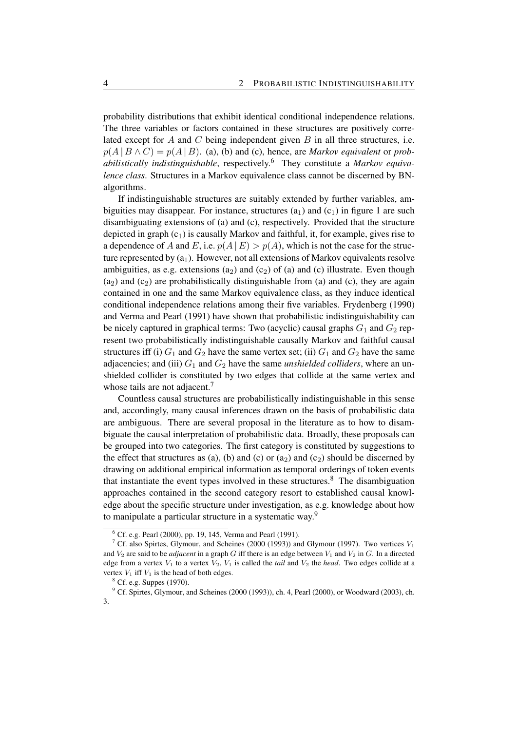probability distributions that exhibit identical conditional independence relations. The three variables or factors contained in these structures are positively correlated except for $A$ and $C$ being independent given $B$ in all three structures, i.e. $p(A \mid B \wedge C) = p(A \mid B)$. (a), (b) and (c), hence, are *Markov equivalent* or *probabilistically indistinguishable*, respectively.[6] They constitute a *Markov equivalence class*. Structures in a Markov equivalence class cannot be discerned by BN-algorithms.

If indistinguishable structures are suitably extended by further variables, ambiguities may disappear. For instance, structures ($a_1$) and ($c_1$) in figure 1 are such disambiguating extensions of (a) and (c), respectively. Provided that the structure depicted in graph ($c_1$) is causally Markov and faithful, it, for example, gives rise to a dependence of $A$ and $E$, i.e. $p(A \mid E) > p(A)$, which is not the case for the structure represented by ($a_1$). However, not all extensions of Markov equivalents resolve ambiguities, as e.g. extensions ($a_2$) and ($c_2$) of (a) and (c) illustrate. Even though ($a_2$) and ($c_2$) are probabilistically distinguishable from (a) and (c), they are again contained in one and the same Markov equivalence class, as they induce identical conditional independence relations among their five variables. Frydenberg (1990) and Verma and Pearl (1991) have shown that probabilistic indistinguishability can be nicely captured in graphical terms: Two (acyclic) causal graphs $G_1$ and $G_2$ represent two probabilistically indistinguishable causally Markov and faithful causal structures iff (i) $G_1$ and $G_2$ have the same vertex set; (ii) $G_1$ and $G_2$ have the same adjacencies; and (iii) $G_1$ and $G_2$ have the same *unshielded colliders*, where an unshielded collider is constituted by two edges that collide at the same vertex and whose tails are not adjacent.[7]

Countless causal structures are probabilistically indistinguishable in this sense and, accordingly, many causal inferences drawn on the basis of probabilistic data are ambiguous. There are several proposal in the literature as to how to disambiguate the causal interpretation of probabilistic data. Broadly, these proposals can be grouped into two categories. The first category is constituted by suggestions to the effect that structures as (a), (b) and (c) or ($a_2$) and ($c_2$) should be discerned by drawing on additional empirical information as temporal orderings of token events that instantiate the event types involved in these structures.[8] The disambiguation approaches contained in the second category resort to established causal knowledge about the specific structure under investigation, as e.g. knowledge about how to manipulate a particular structure in a systematic way.[9]

---

[6] Cf. e.g. Pearl (2000), pp. 19, 145, Verma and Pearl (1991).

[7] Cf. also Spirtes, Glymour, and Scheines (2000 (1993)) and Glymour (1997). Two vertices $V_1$ and $V_2$ are said to be *adjacent* in a graph $G$ iff there is an edge between $V_1$ and $V_2$ in $G$. In a directed edge from a vertex $V_1$ to a vertex $V_2$, $V_1$ is called the *tail* and $V_2$ the *head*. Two edges collide at a vertex $V_1$ iff $V_1$ is the head of both edges.

[8] Cf. e.g. Suppes (1970).

[9] Cf. Spirtes, Glymour, and Scheines (2000 (1993)), ch. 4, Pearl (2000), or Woodward (2003), ch. 3.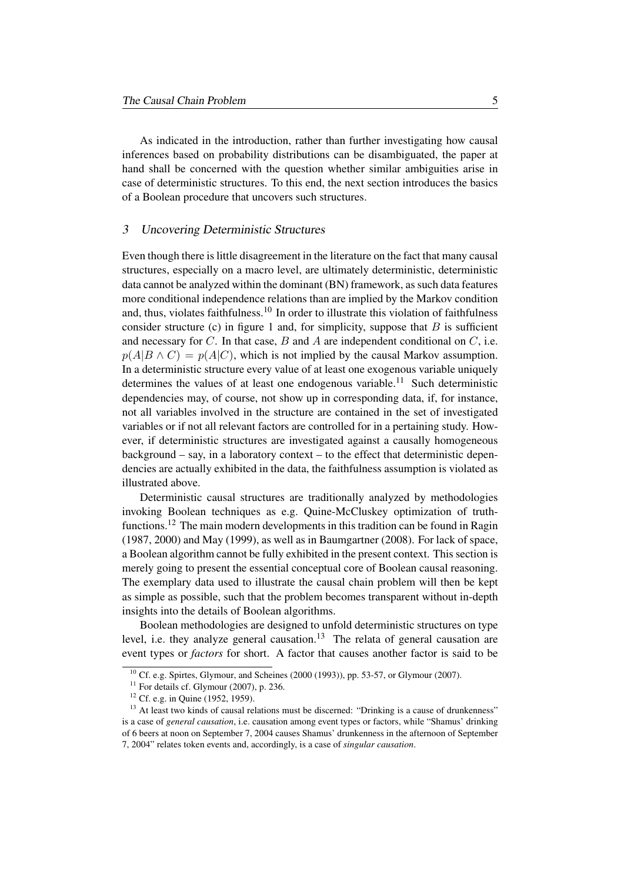As indicated in the introduction, rather than further investigating how causal inferences based on probability distributions can be disambiguated, the paper at hand shall be concerned with the question whether similar ambiguities arise in case of deterministic structures. To this end, the next section introduces the basics of a Boolean procedure that uncovers such structures.

## 3 Uncovering Deterministic Structures

Even though there is little disagreement in the literature on the fact that many causal structures, especially on a macro level, are ultimately deterministic, deterministic data cannot be analyzed within the dominant (BN) framework, as such data features more conditional independence relations than are implied by the Markov condition and, thus, violates faithfulness.[10] In order to illustrate this violation of faithfulness consider structure (c) in figure 1 and, for simplicity, suppose that $B$ is sufficient and necessary for $C$. In that case, $B$ and $A$ are independent conditional on $C$, i.e. $p(A|B \wedge C) = p(A|C)$, which is not implied by the causal Markov assumption. In a deterministic structure every value of at least one exogenous variable uniquely determines the values of at least one endogenous variable.[11] Such deterministic dependencies may, of course, not show up in corresponding data, if, for instance, not all variables involved in the structure are contained in the set of investigated variables or if not all relevant factors are controlled for in a pertaining study. However, if deterministic structures are investigated against a causally homogeneous background – say, in a laboratory context – to the effect that deterministic dependencies are actually exhibited in the data, the faithfulness assumption is violated as illustrated above.

Deterministic causal structures are traditionally analyzed by methodologies invoking Boolean techniques as e.g. Quine-McCluskey optimization of truth-functions.[12] The main modern developments in this tradition can be found in Ragin (1987, 2000) and May (1999), as well as in Baumgartner (2008). For lack of space, a Boolean algorithm cannot be fully exhibited in the present context. This section is merely going to present the essential conceptual core of Boolean causal reasoning. The exemplary data used to illustrate the causal chain problem will then be kept as simple as possible, such that the problem becomes transparent without in-depth insights into the details of Boolean algorithms.

Boolean methodologies are designed to unfold deterministic structures on type level, i.e. they analyze general causation.[13] The relata of general causation are event types or *factors* for short. A factor that causes another factor is said to be

---

[10] Cf. e.g. Spirtes, Glymour, and Scheines (2000 (1993)), pp. 53-57, or Glymour (2007).

[11] For details cf. Glymour (2007), p. 236.

[12] Cf. e.g. in Quine (1952, 1959).

[13] At least two kinds of causal relations must be discerned: "Drinking is a cause of drunkenness" is a case of *general causation*, i.e. causation among event types or factors, while "Shamus' drinking of 6 beers at noon on September 7, 2004 causes Shamus' drunkenness in the afternoon of September 7, 2004" relates token events and, accordingly, is a case of *singular causation*.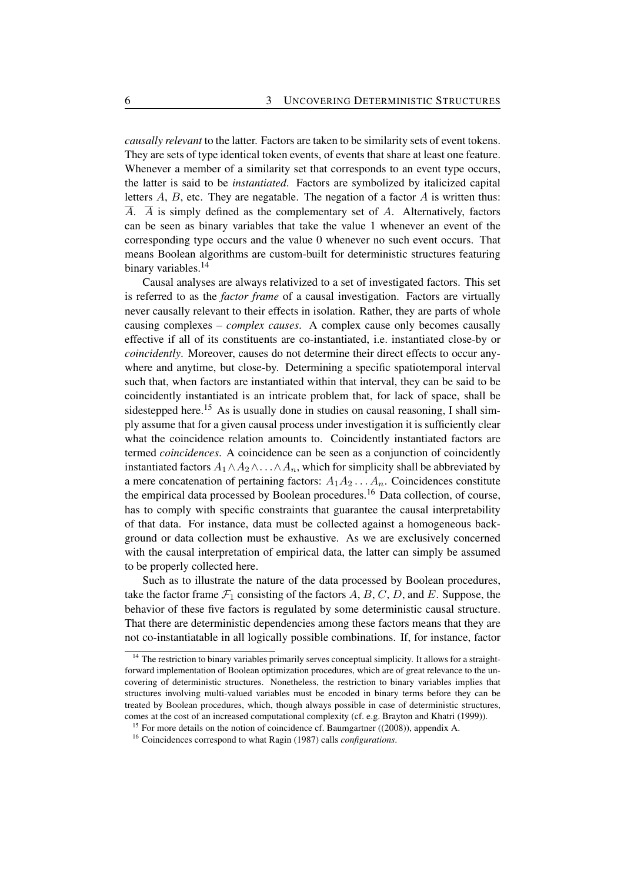*causally relevant* to the latter. Factors are taken to be similarity sets of event tokens. They are sets of type identical token events, of events that share at least one feature. Whenever a member of a similarity set that corresponds to an event type occurs, the latter is said to be *instantiated*. Factors are symbolized by italicized capital letters $A$, $B$, etc. They are negatable. The negation of a factor $A$ is written thus: $\overline{A}$. $\overline{A}$ is simply defined as the complementary set of $A$. Alternatively, factors can be seen as binary variables that take the value 1 whenever an event of the corresponding type occurs and the value 0 whenever no such event occurs. That means Boolean algorithms are custom-built for deterministic structures featuring binary variables.[14]

Causal analyses are always relativized to a set of investigated factors. This set is referred to as the *factor frame* of a causal investigation. Factors are virtually never causally relevant to their effects in isolation. Rather, they are parts of whole causing complexes – *complex causes*. A complex cause only becomes causally effective if all of its constituents are co-instantiated, i.e. instantiated close-by or *coincidently*. Moreover, causes do not determine their direct effects to occur anywhere and anytime, but close-by. Determining a specific spatiotemporal interval such that, when factors are instantiated within that interval, they can be said to be coincidently instantiated is an intricate problem that, for lack of space, shall be sidestepped here.[15] As is usually done in studies on causal reasoning, I shall simply assume that for a given causal process under investigation it is sufficiently clear what the coincidence relation amounts to. Coincidently instantiated factors are termed *coincidences*. A coincidence can be seen as a conjunction of coincidently instantiated factors $A_1 \wedge A_2 \wedge \ldots \wedge A_n$, which for simplicity shall be abbreviated by a mere concatenation of pertaining factors: $A_1 A_2 \ldots A_n$. Coincidences constitute the empirical data processed by Boolean procedures.[16] Data collection, of course, has to comply with specific constraints that guarantee the causal interpretability of that data. For instance, data must be collected against a homogeneous background or data collection must be exhaustive. As we are exclusively concerned with the causal interpretation of empirical data, the latter can simply be assumed to be properly collected here.

Such as to illustrate the nature of the data processed by Boolean procedures, take the factor frame $\mathcal{F}_1$ consisting of the factors $A$, $B$, $C$, $D$, and $E$. Suppose, the behavior of these five factors is regulated by some deterministic causal structure. That there are deterministic dependencies among these factors means that they are not co-instantiatable in all logically possible combinations. If, for instance, factor

[14] The restriction to binary variables primarily serves conceptual simplicity. It allows for a straightforward implementation of Boolean optimization procedures, which are of great relevance to the uncovering of deterministic structures. Nonetheless, the restriction to binary variables implies that structures involving multi-valued variables must be encoded in binary terms before they can be treated by Boolean procedures, which, though always possible in case of deterministic structures, comes at the cost of an increased computational complexity (cf. e.g. Brayton and Khatri (1999)).

[15] For more details on the notion of coincidence cf. Baumgartner ((2008)), appendix A.

[16] Coincidences correspond to what Ragin (1987) calls *configurations*.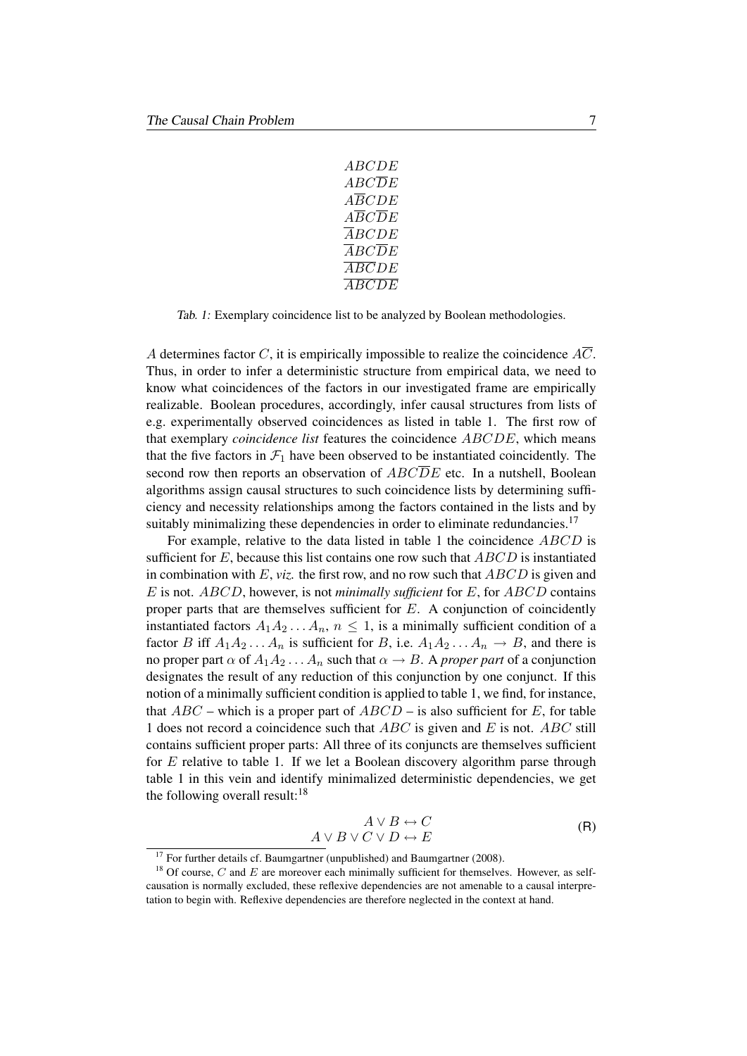$$
\begin{array}{c}
ABCDE \\
ABC\overline{D}E \\
A\overline{B}CDE \\
A\overline{B}C\overline{D}E \\
\overline{A}BCDE \\
\overline{A}BC\overline{D}E \\
\overline{A}\overline{B}\overline{C}DE \\
\overline{A}\overline{B}\overline{C}\overline{D}\overline{E}
\end{array}
$$

*Tab. 1:* Exemplary coincidence list to be analyzed by Boolean methodologies.

$A$ determines factor $C$, it is empirically impossible to realize the coincidence $A\overline{C}$. Thus, in order to infer a deterministic structure from empirical data, we need to know what coincidences of the factors in our investigated frame are empirically realizable. Boolean procedures, accordingly, infer causal structures from lists of e.g. experimentally observed coincidences as listed in table 1. The first row of that exemplary *coincidence list* features the coincidence $ABCDE$, which means that the five factors in $\mathcal{F}_1$ have been observed to be instantiated coincidently. The second row then reports an observation of $ABC\overline{D}E$ etc. In a nutshell, Boolean algorithms assign causal structures to such coincidence lists by determining sufficiency and necessity relationships among the factors contained in the lists and by suitably minimalizing these dependencies in order to eliminate redundancies.[17]

For example, relative to the data listed in table 1 the coincidence $ABCD$ is sufficient for $E$, because this list contains one row such that $ABCD$ is instantiated in combination with $E$, *viz.* the first row, and no row such that $ABCD$ is given and $E$ is not. $ABCD$, however, is not *minimally sufficient* for $E$, for $ABCD$ contains proper parts that are themselves sufficient for $E$. A conjunction of coincidently instantiated factors $A_1A_2\ldots A_n$, $n \leq 1$, is a minimally sufficient condition of a factor $B$ iff $A_1A_2\ldots A_n$ is sufficient for $B$, i.e. $A_1A_2\ldots A_n \rightarrow B$, and there is no proper part $\alpha$ of $A_1A_2\ldots A_n$ such that $\alpha \rightarrow B$. A *proper part* of a conjunction designates the result of any reduction of this conjunction by one conjunct. If this notion of a minimally sufficient condition is applied to table 1, we find, for instance, that $ABC$ – which is a proper part of $ABCD$ – is also sufficient for $E$, for table 1 does not record a coincidence such that $ABC$ is given and $E$ is not. $ABC$ still contains sufficient proper parts: All three of its conjuncts are themselves sufficient for $E$ relative to table 1. If we let a Boolean discovery algorithm parse through table 1 in this vein and identify minimalized deterministic dependencies, we get the following overall result:[18]

$$
\begin{array}{c}
A \vee B \leftrightarrow C \\
A \vee B \vee C \vee D \leftrightarrow E
\end{array}
\tag{R}
$$

[17] For further details cf. Baumgartner (unpublished) and Baumgartner (2008).

[18] Of course, $C$ and $E$ are moreover each minimally sufficient for themselves. However, as self-causation is normally excluded, these reflexive dependencies are not amenable to a causal interpretation to begin with. Reflexive dependencies are therefore neglected in the context at hand.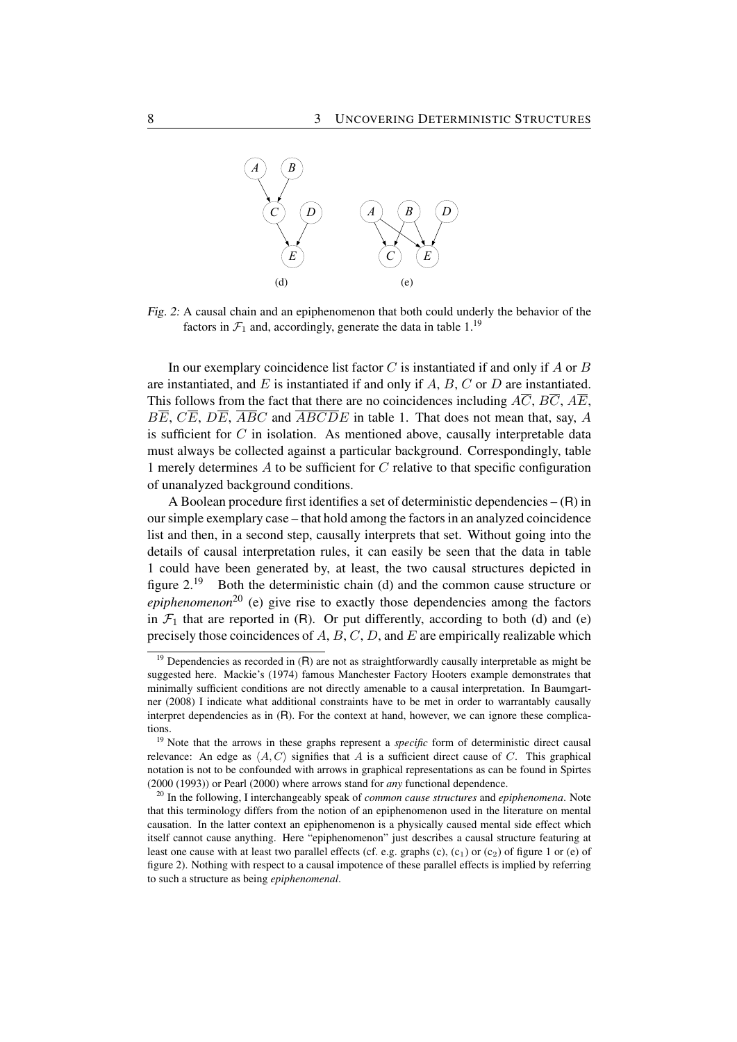*Fig. 2:* A causal chain and an epiphenomenon that both could underly the behavior of the factors in $\mathcal{F}_1$ and, accordingly, generate the data in table 1.[19]

In our exemplary coincidence list factor $C$ is instantiated if and only if $A$ or $B$ are instantiated, and $E$ is instantiated if and only if $A$, $B$, $C$ or $D$ are instantiated. This follows from the fact that there are no coincidences including $A\overline{C}$, $B\overline{C}$, $A\overline{E}$, $B\overline{E}$, $C\overline{E}$, $D\overline{E}$, $\overline{AB}C$ and $\overline{ABCD}E$ in table 1. That does not mean that, say, $A$ is sufficient for $C$ in isolation. As mentioned above, causally interpretable data must always be collected against a particular background. Correspondingly, table 1 merely determines $A$ to be sufficient for $C$ relative to that specific configuration of unanalyzed background conditions.

A Boolean procedure first identifies a set of deterministic dependencies – (R) in our simple exemplary case – that hold among the factors in an analyzed coincidence list and then, in a second step, causally interprets that set. Without going into the details of causal interpretation rules, it can easily be seen that the data in table 1 could have been generated by, at least, the two causal structures depicted in figure 2.[19] Both the deterministic chain (d) and the common cause structure or *epiphenomenon*[20] (e) give rise to exactly those dependencies among the factors in $\mathcal{F}_1$ that are reported in (R). Or put differently, according to both (d) and (e) precisely those coincidences of $A$, $B$, $C$, $D$, and $E$ are empirically realizable which

[19] Dependencies as recorded in (R) are not as straightforwardly causally interpretable as might be suggested here. Mackie's (1974) famous Manchester Factory Hooters example demonstrates that minimally sufficient conditions are not directly amenable to a causal interpretation. In Baumgartner (2008) I indicate what additional constraints have to be met in order to warrantably causally interpret dependencies as in (R). For the context at hand, however, we can ignore these complications.

[19] Note that the arrows in these graphs represent a *specific* form of deterministic direct causal relevance: An edge as $\langle A, C\rangle$ signifies that $A$ is a sufficient direct cause of $C$. This graphical notation is not to be confounded with arrows in graphical representations as can be found in Spirtes (2000 (1993)) or Pearl (2000) where arrows stand for *any* functional dependence.

[20] In the following, I interchangeably speak of *common cause structures* and *epiphenomena*. Note that this terminology differs from the notion of an epiphenomenon used in the literature on mental causation. In the latter context an epiphenomenon is a physically caused mental side effect which itself cannot cause anything. Here "epiphenomenon" just describes a causal structure featuring at least one cause with at least two parallel effects (cf. e.g. graphs (c), ($c_1$) or ($c_2$) of figure 1 or (e) of figure 2). Nothing with respect to a causal impotence of these parallel effects is implied by referring to such a structure as being *epiphenomenal*.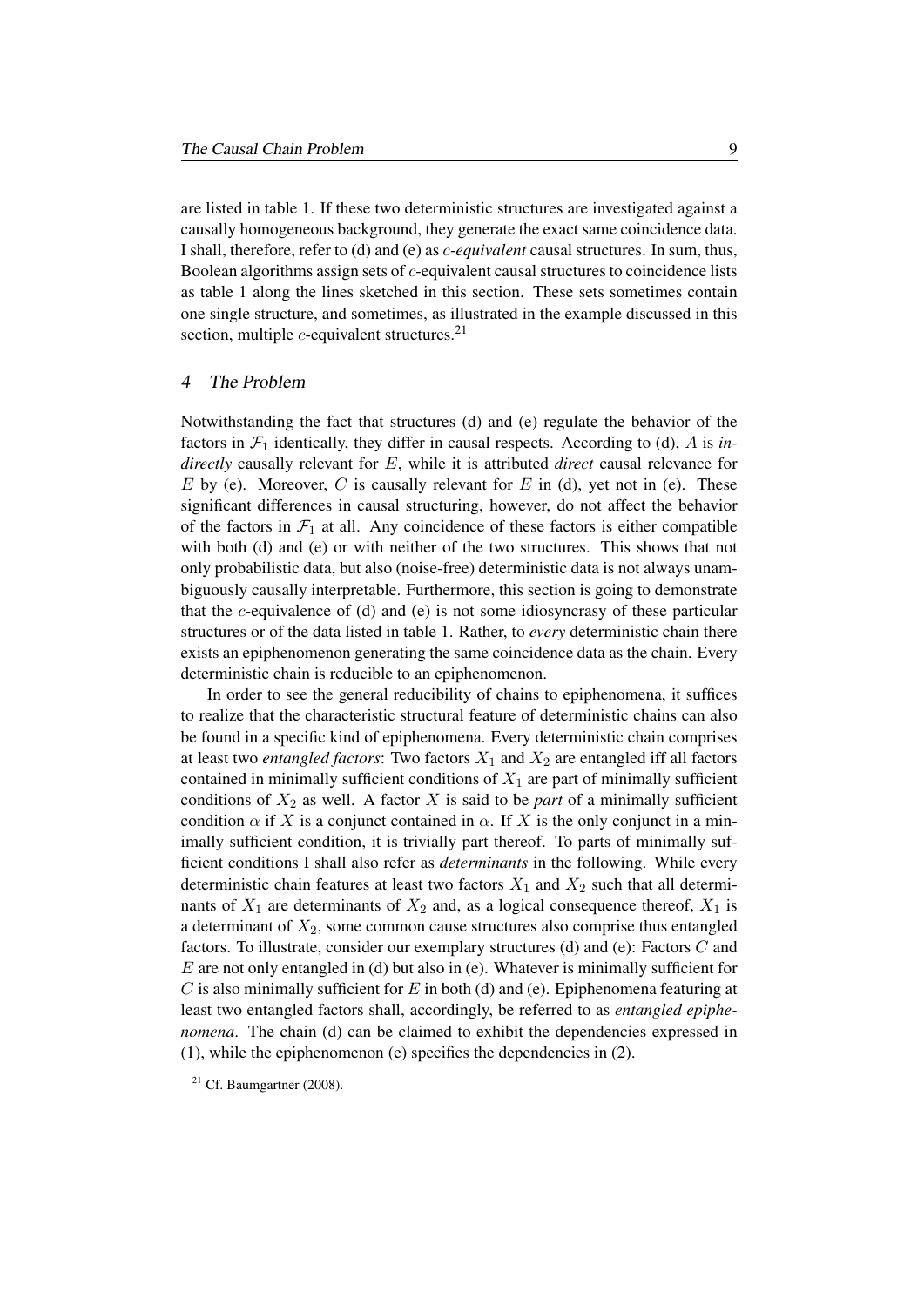are listed in table 1. If these two deterministic structures are investigated against a causally homogeneous background, they generate the exact same coincidence data. I shall, therefore, refer to (d) and (e) as $c$-*equivalent* causal structures. In sum, thus, Boolean algorithms assign sets of $c$-equivalent causal structures to coincidence lists as table 1 along the lines sketched in this section. These sets sometimes contain one single structure, and sometimes, as illustrated in the example discussed in this section, multiple $c$-equivalent structures.[21]

## 4 The Problem

Notwithstanding the fact that structures (d) and (e) regulate the behavior of the factors in $\mathcal{F}_1$ identically, they differ in causal respects. According to (d), $A$ is *indirectly* causally relevant for $E$, while it is attributed *direct* causal relevance for $E$ by (e). Moreover, $C$ is causally relevant for $E$ in (d), yet not in (e). These significant differences in causal structuring, however, do not affect the behavior of the factors in $\mathcal{F}_1$ at all. Any coincidence of these factors is either compatible with both (d) and (e) or with neither of the two structures. This shows that not only probabilistic data, but also (noise-free) deterministic data is not always unambiguously causally interpretable. Furthermore, this section is going to demonstrate that the $c$-equivalence of (d) and (e) is not some idiosyncrasy of these particular structures or of the data listed in table 1. Rather, to *every* deterministic chain there exists an epiphenomenon generating the same coincidence data as the chain. Every deterministic chain is reducible to an epiphenomenon.

In order to see the general reducibility of chains to epiphenomena, it suffices to realize that the characteristic structural feature of deterministic chains can also be found in a specific kind of epiphenomena. Every deterministic chain comprises at least two *entangled factors*: Two factors $X_1$ and $X_2$ are entangled iff all factors contained in minimally sufficient conditions of $X_1$ are part of minimally sufficient conditions of $X_2$ as well. A factor $X$ is said to be *part* of a minimally sufficient condition $\alpha$ if $X$ is a conjunct contained in $\alpha$. If $X$ is the only conjunct in a minimally sufficient condition, it is trivially part thereof. To parts of minimally sufficient conditions I shall also refer as *determinants* in the following. While every deterministic chain features at least two factors $X_1$ and $X_2$ such that all determinants of $X_1$ are determinants of $X_2$ and, as a logical consequence thereof, $X_1$ is a determinant of $X_2$, some common cause structures also comprise thus entangled factors. To illustrate, consider our exemplary structures (d) and (e): Factors $C$ and $E$ are not only entangled in (d) but also in (e). Whatever is minimally sufficient for $C$ is also minimally sufficient for $E$ in both (d) and (e). Epiphenomena featuring at least two entangled factors shall, accordingly, be referred to as *entangled epiphenomena*. The chain (d) can be claimed to exhibit the dependencies expressed in (1), while the epiphenomenon (e) specifies the dependencies in (2).

[21] Cf. Baumgartner (2008).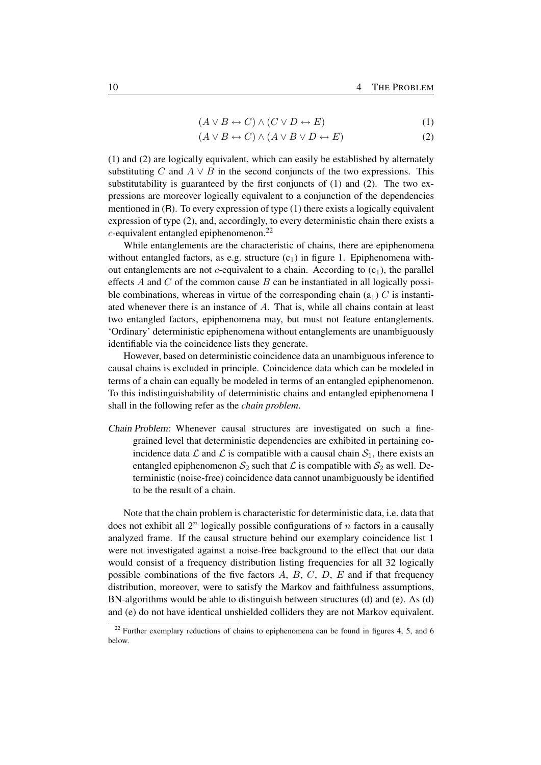$$(A \vee B \leftrightarrow C) \wedge (C \vee D \leftrightarrow E) \tag{1}$$

$$(A \vee B \leftrightarrow C) \wedge (A \vee B \vee D \leftrightarrow E) \tag{2}$$

(1) and (2) are logically equivalent, which can easily be established by alternately substituting $C$ and $A \vee B$ in the second conjuncts of the two expressions. This substitutability is guaranteed by the first conjuncts of (1) and (2). The two expressions are moreover logically equivalent to a conjunction of the dependencies mentioned in (R). To every expression of type (1) there exists a logically equivalent expression of type (2), and, accordingly, to every deterministic chain there exists a $c$-equivalent entangled epiphenomenon.[22]

While entanglements are the characteristic of chains, there are epiphenomena without entangled factors, as e.g. structure ($c_1$) in figure 1. Epiphenomena without entanglements are not $c$-equivalent to a chain. According to ($c_1$), the parallel effects $A$ and $C$ of the common cause $B$ can be instantiated in all logically possible combinations, whereas in virtue of the corresponding chain ($a_1$) $C$ is instantiated whenever there is an instance of $A$. That is, while all chains contain at least two entangled factors, epiphenomena may, but must not feature entanglements. 'Ordinary' deterministic epiphenomena without entanglements are unambiguously identifiable via the coincidence lists they generate.

However, based on deterministic coincidence data an unambiguous inference to causal chains is excluded in principle. Coincidence data which can be modeled in terms of a chain can equally be modeled in terms of an entangled epiphenomenon. To this indistinguishability of deterministic chains and entangled epiphenomena I shall in the following refer as the *chain problem*.

*Chain Problem:* Whenever causal structures are investigated on such a fine-grained level that deterministic dependencies are exhibited in pertaining coincidence data $\mathcal{L}$ and $\mathcal{L}$ is compatible with a causal chain $\mathcal{S}_1$, there exists an entangled epiphenomenon $\mathcal{S}_2$ such that $\mathcal{L}$ is compatible with $\mathcal{S}_2$ as well. Deterministic (noise-free) coincidence data cannot unambiguously be identified to be the result of a chain.

Note that the chain problem is characteristic for deterministic data, i.e. data that does not exhibit all $2^n$ logically possible configurations of $n$ factors in a causally analyzed frame. If the causal structure behind our exemplary coincidence list 1 were not investigated against a noise-free background to the effect that our data would consist of a frequency distribution listing frequencies for all 32 logically possible combinations of the five factors $A$, $B$, $C$, $D$, $E$ and if that frequency distribution, moreover, were to satisfy the Markov and faithfulness assumptions, BN-algorithms would be able to distinguish between structures (d) and (e). As (d) and (e) do not have identical unshielded colliders they are not Markov equivalent.

[22] Further exemplary reductions of chains to epiphenomena can be found in figures 4, 5, and 6 below.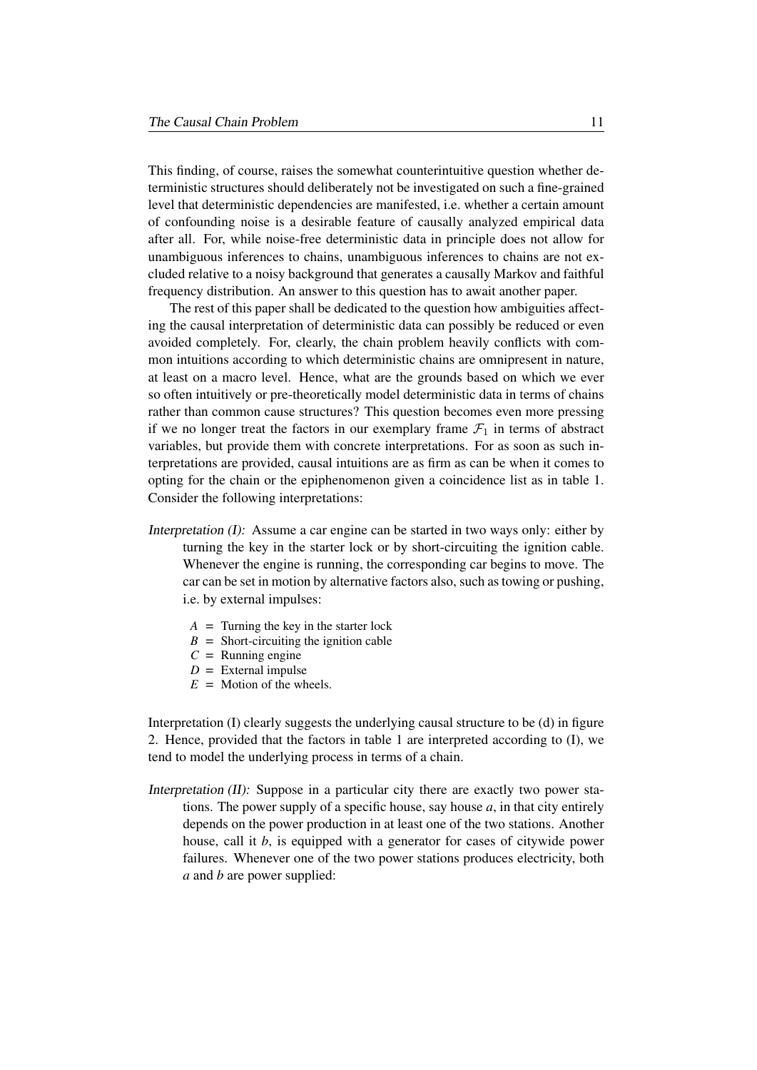This finding, of course, raises the somewhat counterintuitive question whether deterministic structures should deliberately not be investigated on such a fine-grained level that deterministic dependencies are manifested, i.e. whether a certain amount of confounding noise is a desirable feature of causally analyzed empirical data after all. For, while noise-free deterministic data in principle does not allow for unambiguous inferences to chains, unambiguous inferences to chains are not excluded relative to a noisy background that generates a causally Markov and faithful frequency distribution. An answer to this question has to await another paper.

The rest of this paper shall be dedicated to the question how ambiguities affecting the causal interpretation of deterministic data can possibly be reduced or even avoided completely. For, clearly, the chain problem heavily conflicts with common intuitions according to which deterministic chains are omnipresent in nature, at least on a macro level. Hence, what are the grounds based on which we ever so often intuitively or pre-theoretically model deterministic data in terms of chains rather than common cause structures? This question becomes even more pressing if we no longer treat the factors in our exemplary frame $\mathcal{F}_1$ in terms of abstract variables, but provide them with concrete interpretations. For as soon as such interpretations are provided, causal intuitions are as firm as can be when it comes to opting for the chain or the epiphenomenon given a coincidence list as in table 1. Consider the following interpretations:

*Interpretation (I):* Assume a car engine can be started in two ways only: either by turning the key in the starter lock or by short-circuiting the ignition cable. Whenever the engine is running, the corresponding car begins to move. The car can be set in motion by alternative factors also, such as towing or pushing, i.e. by external impulses:

- $A$ = Turning the key in the starter lock
- $B$ = Short-circuiting the ignition cable
- $C$ = Running engine
- $D$ = External impulse
- $E$ = Motion of the wheels.

Interpretation (I) clearly suggests the underlying causal structure to be (d) in figure 2. Hence, provided that the factors in table 1 are interpreted according to (I), we tend to model the underlying process in terms of a chain.

*Interpretation (II):* Suppose in a particular city there are exactly two power stations. The power supply of a specific house, say house $a$, in that city entirely depends on the power production in at least one of the two stations. Another house, call it $b$, is equipped with a generator for cases of citywide power failures. Whenever one of the two power stations produces electricity, both $a$ and $b$ are power supplied: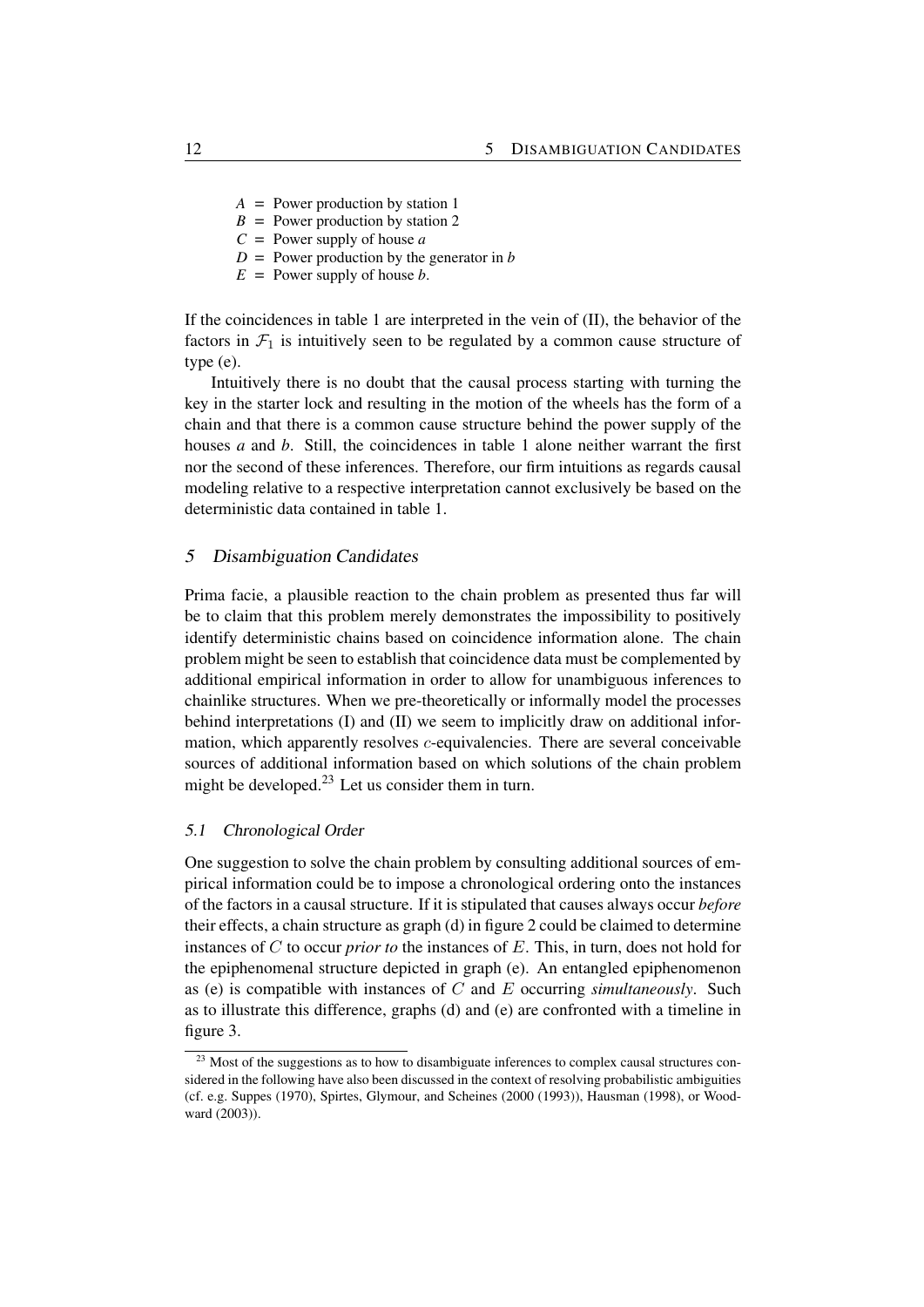$A$ = Power production by station 1  
$B$ = Power production by station 2  
$C$ = Power supply of house *a*  
$D$ = Power production by the generator in *b*  
$E$ = Power supply of house *b*.

If the coincidences in table 1 are interpreted in the vein of (II), the behavior of the factors in $\mathcal{F}_1$ is intuitively seen to be regulated by a common cause structure of type (e).

Intuitively there is no doubt that the causal process starting with turning the key in the starter lock and resulting in the motion of the wheels has the form of a chain and that there is a common cause structure behind the power supply of the houses *a* and *b*. Still, the coincidences in table 1 alone neither warrant the first nor the second of these inferences. Therefore, our firm intuitions as regards causal modeling relative to a respective interpretation cannot exclusively be based on the deterministic data contained in table 1.

## 5 Disambiguation Candidates

Prima facie, a plausible reaction to the chain problem as presented thus far will be to claim that this problem merely demonstrates the impossibility to positively identify deterministic chains based on coincidence information alone. The chain problem might be seen to establish that coincidence data must be complemented by additional empirical information in order to allow for unambiguous inferences to chainlike structures. When we pre-theoretically or informally model the processes behind interpretations (I) and (II) we seem to implicitly draw on additional information, which apparently resolves $c$-equivalencies. There are several conceivable sources of additional information based on which solutions of the chain problem might be developed.[23] Let us consider them in turn.

### 5.1 Chronological Order

One suggestion to solve the chain problem by consulting additional sources of empirical information could be to impose a chronological ordering onto the instances of the factors in a causal structure. If it is stipulated that causes always occur *before* their effects, a chain structure as graph (d) in figure 2 could be claimed to determine instances of $C$ to occur *prior to* the instances of $E$. This, in turn, does not hold for the epiphenomenal structure depicted in graph (e). An entangled epiphenomenon as (e) is compatible with instances of $C$ and $E$ occurring *simultaneously*. Such as to illustrate this difference, graphs (d) and (e) are confronted with a timeline in figure 3.

[23] Most of the suggestions as to how to disambiguate inferences to complex causal structures considered in the following have also been discussed in the context of resolving probabilistic ambiguities (cf. e.g. Suppes (1970), Spirtes, Glymour, and Scheines (2000 (1993)), Hausman (1998), or Woodward (2003)).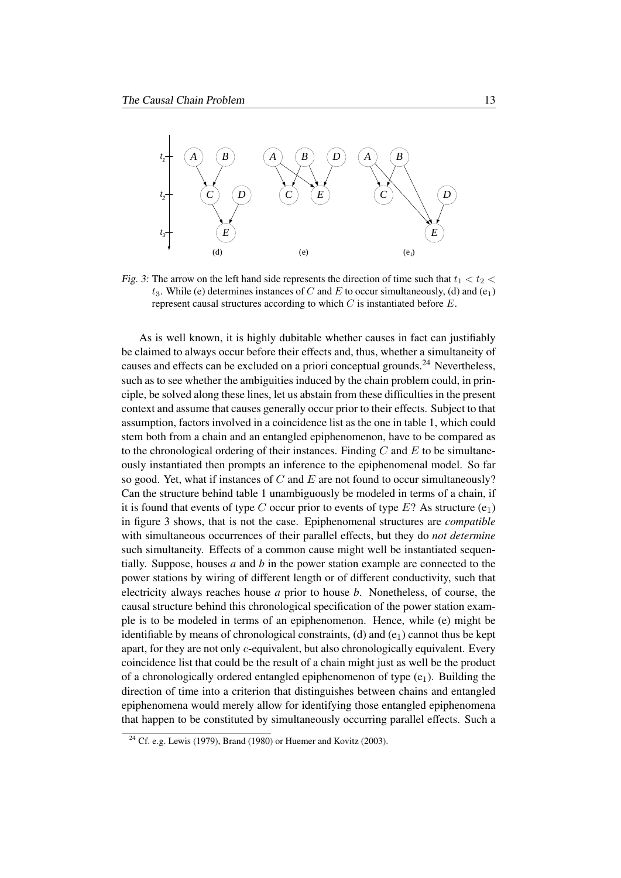*Fig. 3:* The arrow on the left hand side represents the direction of time such that $t_1 < t_2 < t_3$. While (e) determines instances of $C$ and $E$ to occur simultaneously, (d) and ($e_1$) represent causal structures according to which $C$ is instantiated before $E$.

As is well known, it is highly dubitable whether causes in fact can justifiably be claimed to always occur before their effects and, thus, whether a simultaneity of causes and effects can be excluded on a priori conceptual grounds.[24] Nevertheless, such as to see whether the ambiguities induced by the chain problem could, in principle, be solved along these lines, let us abstain from these difficulties in the present context and assume that causes generally occur prior to their effects. Subject to that assumption, factors involved in a coincidence list as the one in table 1, which could stem both from a chain and an entangled epiphenomenon, have to be compared as to the chronological ordering of their instances. Finding $C$ and $E$ to be simultaneously instantiated then prompts an inference to the epiphenomenal model. So far so good. Yet, what if instances of $C$ and $E$ are not found to occur simultaneously? Can the structure behind table 1 unambiguously be modeled in terms of a chain, if it is found that events of type $C$ occur prior to events of type $E$? As structure ($e_1$) in figure 3 shows, that is not the case. Epiphenomenal structures are *compatible* with simultaneous occurrences of their parallel effects, but they do *not determine* such simultaneity. Effects of a common cause might well be instantiated sequentially. Suppose, houses *a* and *b* in the power station example are connected to the power stations by wiring of different length or of different conductivity, such that electricity always reaches house *a* prior to house *b*. Nonetheless, of course, the causal structure behind this chronological specification of the power station example is to be modeled in terms of an epiphenomenon. Hence, while (e) might be identifiable by means of chronological constraints, (d) and ($e_1$) cannot thus be kept apart, for they are not only $c$-equivalent, but also chronologically equivalent. Every coincidence list that could be the result of a chain might just as well be the product of a chronologically ordered entangled epiphenomenon of type ($e_1$). Building the direction of time into a criterion that distinguishes between chains and entangled epiphenomena would merely allow for identifying those entangled epiphenomena that happen to be constituted by simultaneously occurring parallel effects. Such a

[24] Cf. e.g. Lewis (1979), Brand (1980) or Huemer and Kovitz (2003).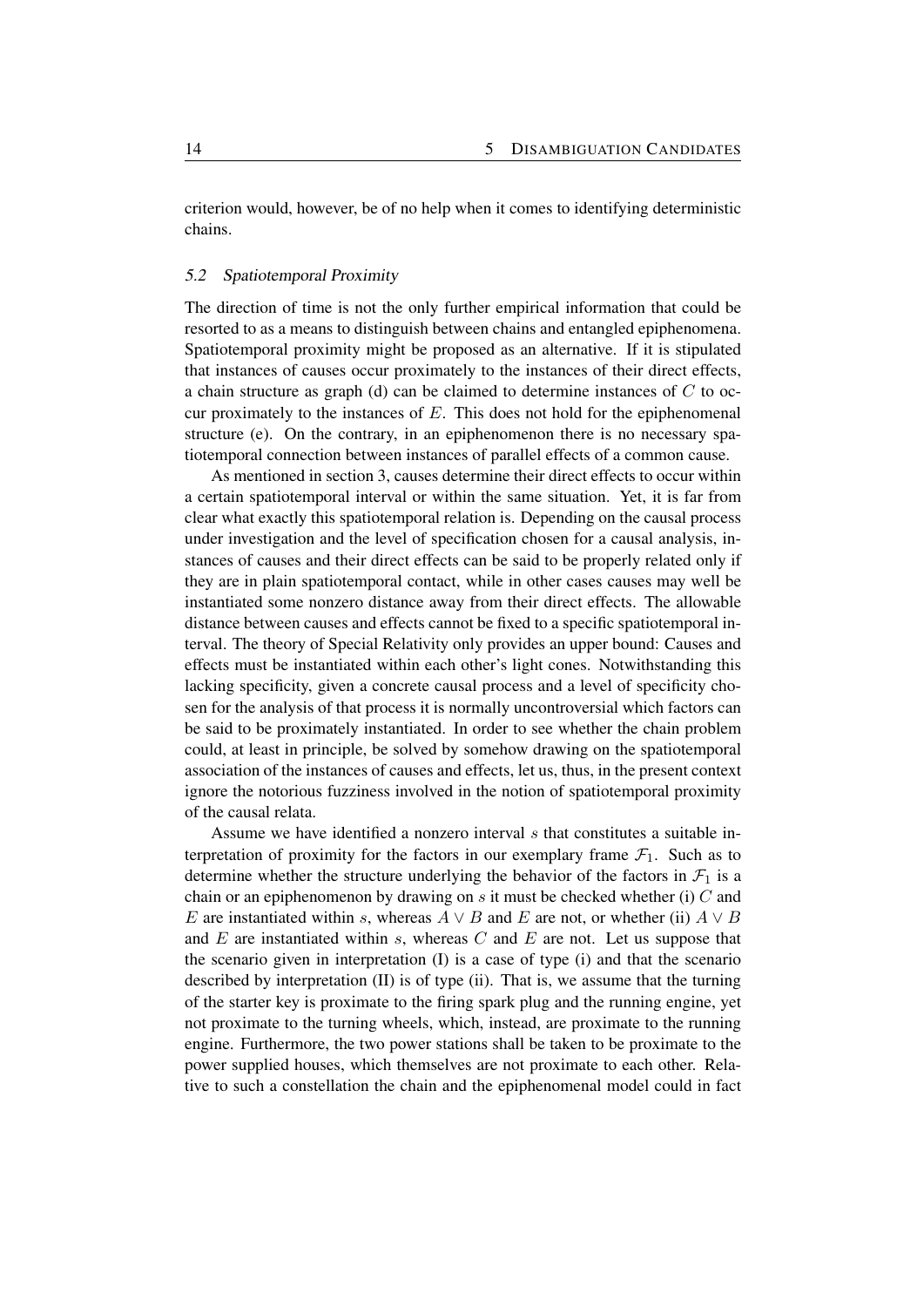criterion would, however, be of no help when it comes to identifying deterministic chains.

### *5.2 Spatiotemporal Proximity*

The direction of time is not the only further empirical information that could be resorted to as a means to distinguish between chains and entangled epiphenomena. Spatiotemporal proximity might be proposed as an alternative. If it is stipulated that instances of causes occur proximately to the instances of their direct effects, a chain structure as graph (d) can be claimed to determine instances of $C$ to occur proximately to the instances of $E$. This does not hold for the epiphenomenal structure (e). On the contrary, in an epiphenomenon there is no necessary spatiotemporal connection between instances of parallel effects of a common cause.

As mentioned in section 3, causes determine their direct effects to occur within a certain spatiotemporal interval or within the same situation. Yet, it is far from clear what exactly this spatiotemporal relation is. Depending on the causal process under investigation and the level of specification chosen for a causal analysis, instances of causes and their direct effects can be said to be properly related only if they are in plain spatiotemporal contact, while in other cases causes may well be instantiated some nonzero distance away from their direct effects. The allowable distance between causes and effects cannot be fixed to a specific spatiotemporal interval. The theory of Special Relativity only provides an upper bound: Causes and effects must be instantiated within each other's light cones. Notwithstanding this lacking specificity, given a concrete causal process and a level of specificity chosen for the analysis of that process it is normally uncontroversial which factors can be said to be proximately instantiated. In order to see whether the chain problem could, at least in principle, be solved by somehow drawing on the spatiotemporal association of the instances of causes and effects, let us, thus, in the present context ignore the notorious fuzziness involved in the notion of spatiotemporal proximity of the causal relata.

Assume we have identified a nonzero interval $s$ that constitutes a suitable interpretation of proximity for the factors in our exemplary frame $\mathcal{F}_1$. Such as to determine whether the structure underlying the behavior of the factors in $\mathcal{F}_1$ is a chain or an epiphenomenon by drawing on $s$ it must be checked whether (i) $C$ and $E$ are instantiated within $s$, whereas $A \vee B$ and $E$ are not, or whether (ii) $A \vee B$ and $E$ are instantiated within $s$, whereas $C$ and $E$ are not. Let us suppose that the scenario given in interpretation (I) is a case of type (i) and that the scenario described by interpretation (II) is of type (ii). That is, we assume that the turning of the starter key is proximate to the firing spark plug and the running engine, yet not proximate to the turning wheels, which, instead, are proximate to the running engine. Furthermore, the two power stations shall be taken to be proximate to the power supplied houses, which themselves are not proximate to each other. Relative to such a constellation the chain and the epiphenomenal model could in fact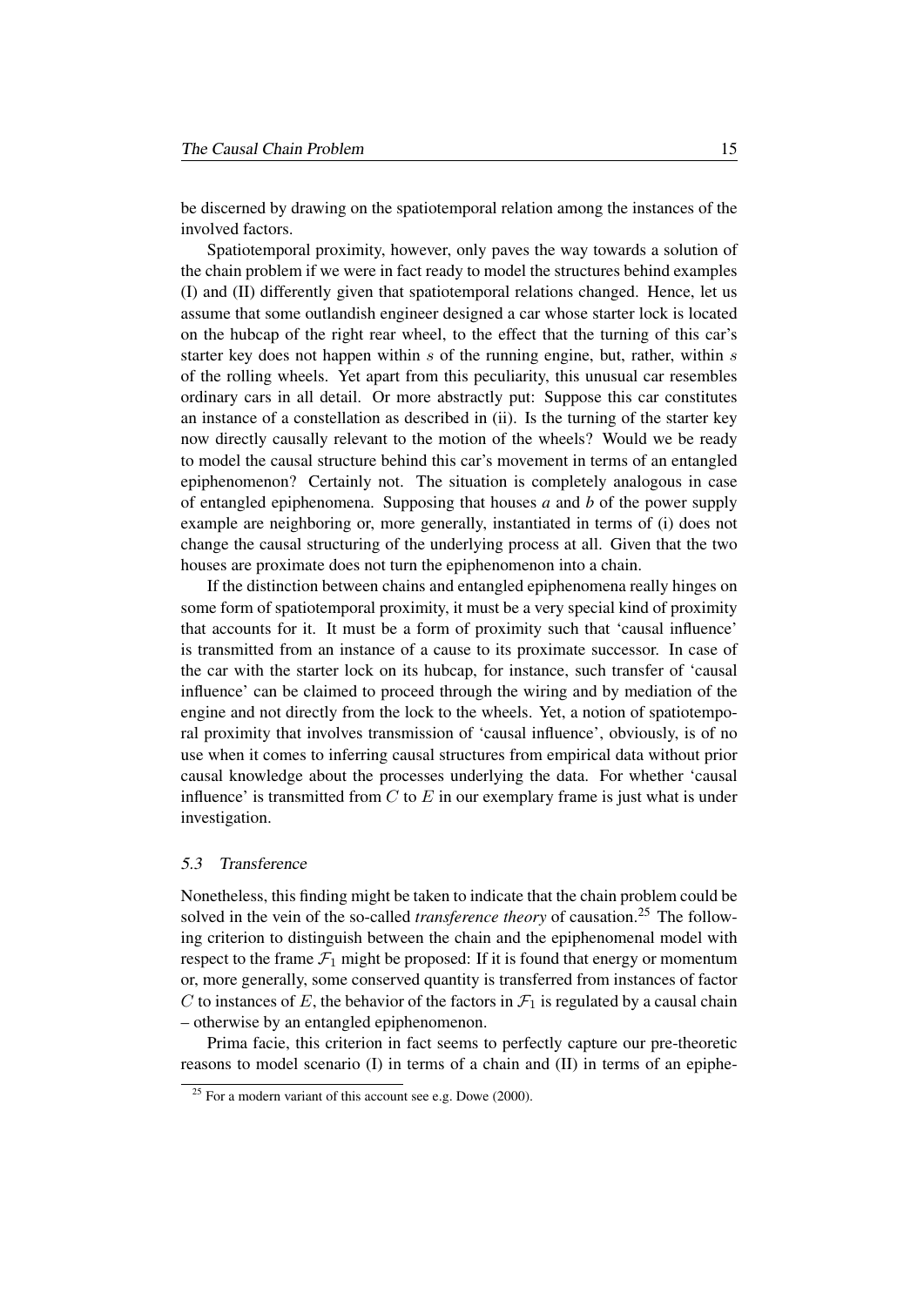be discerned by drawing on the spatiotemporal relation among the instances of the involved factors.

Spatiotemporal proximity, however, only paves the way towards a solution of the chain problem if we were in fact ready to model the structures behind examples (I) and (II) differently given that spatiotemporal relations changed. Hence, let us assume that some outlandish engineer designed a car whose starter lock is located on the hubcap of the right rear wheel, to the effect that the turning of this car's starter key does not happen within $s$ of the running engine, but, rather, within $s$ of the rolling wheels. Yet apart from this peculiarity, this unusual car resembles ordinary cars in all detail. Or more abstractly put: Suppose this car constitutes an instance of a constellation as described in (ii). Is the turning of the starter key now directly causally relevant to the motion of the wheels? Would we be ready to model the causal structure behind this car's movement in terms of an entangled epiphenomenon? Certainly not. The situation is completely analogous in case of entangled epiphenomena. Supposing that houses *a* and *b* of the power supply example are neighboring or, more generally, instantiated in terms of (i) does not change the causal structuring of the underlying process at all. Given that the two houses are proximate does not turn the epiphenomenon into a chain.

If the distinction between chains and entangled epiphenomena really hinges on some form of spatiotemporal proximity, it must be a very special kind of proximity that accounts for it. It must be a form of proximity such that 'causal influence' is transmitted from an instance of a cause to its proximate successor. In case of the car with the starter lock on its hubcap, for instance, such transfer of 'causal influence' can be claimed to proceed through the wiring and by mediation of the engine and not directly from the lock to the wheels. Yet, a notion of spatiotemporal proximity that involves transmission of 'causal influence', obviously, is of no use when it comes to inferring causal structures from empirical data without prior causal knowledge about the processes underlying the data. For whether 'causal influence' is transmitted from $C$ to $E$ in our exemplary frame is just what is under investigation.

### 5.3 Transference

Nonetheless, this finding might be taken to indicate that the chain problem could be solved in the vein of the so-called *transference theory* of causation.[25] The following criterion to distinguish between the chain and the epiphenomenal model with respect to the frame $\mathcal{F}_1$ might be proposed: If it is found that energy or momentum or, more generally, some conserved quantity is transferred from instances of factor $C$ to instances of $E$, the behavior of the factors in $\mathcal{F}_1$ is regulated by a causal chain – otherwise by an entangled epiphenomenon.

Prima facie, this criterion in fact seems to perfectly capture our pre-theoretic reasons to model scenario (I) in terms of a chain and (II) in terms of an epiphe-

[25] For a modern variant of this account see e.g. Dowe (2000).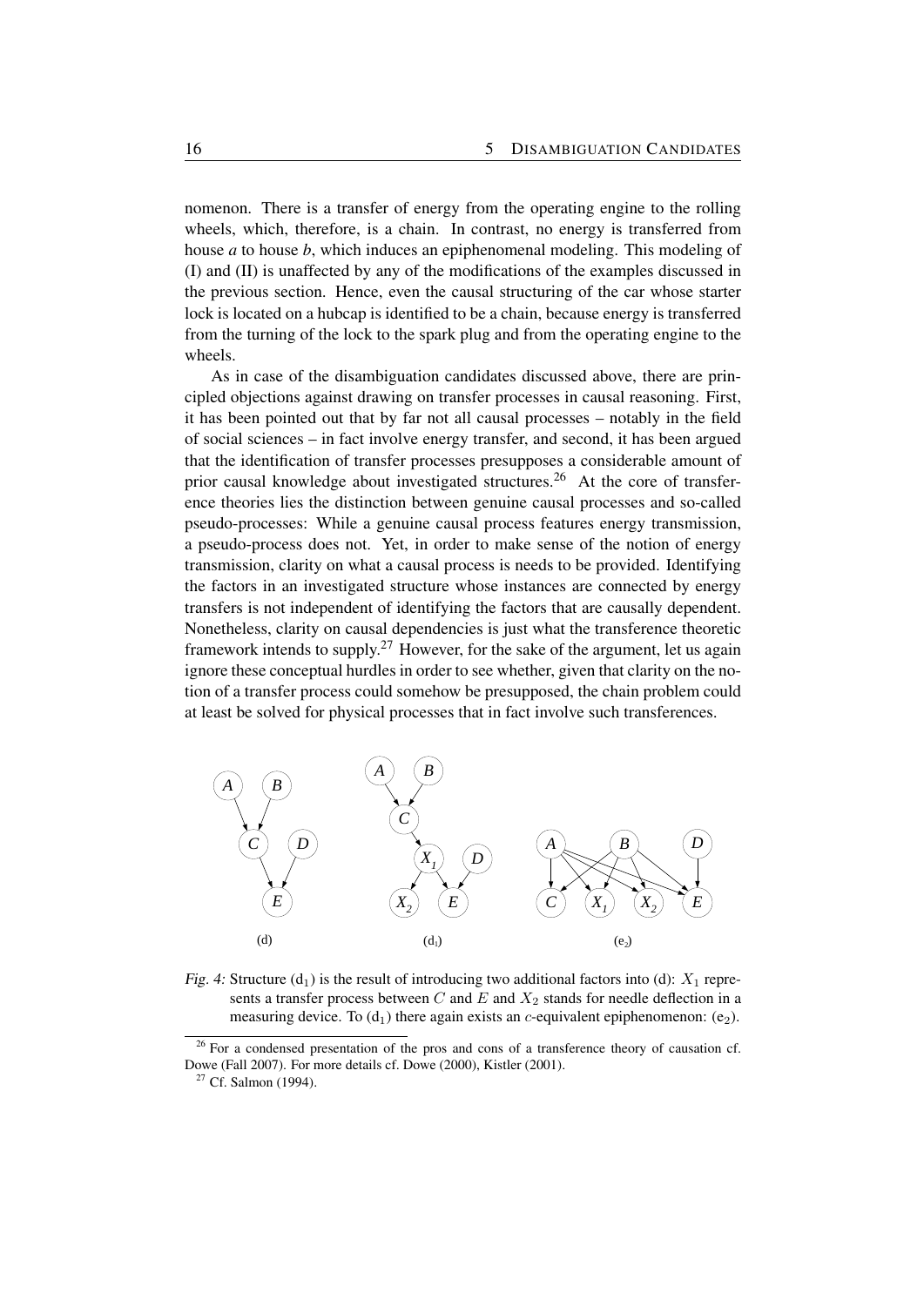nomenon. There is a transfer of energy from the operating engine to the rolling wheels, which, therefore, is a chain. In contrast, no energy is transferred from house *a* to house *b*, which induces an epiphenomenal modeling. This modeling of (I) and (II) is unaffected by any of the modifications of the examples discussed in the previous section. Hence, even the causal structuring of the car whose starter lock is located on a hubcap is identified to be a chain, because energy is transferred from the turning of the lock to the spark plug and from the operating engine to the wheels.

As in case of the disambiguation candidates discussed above, there are principled objections against drawing on transfer processes in causal reasoning. First, it has been pointed out that by far not all causal processes – notably in the field of social sciences – in fact involve energy transfer, and second, it has been argued that the identification of transfer processes presupposes a considerable amount of prior causal knowledge about investigated structures.[26] At the core of transference theories lies the distinction between genuine causal processes and so-called pseudo-processes: While a genuine causal process features energy transmission, a pseudo-process does not. Yet, in order to make sense of the notion of energy transmission, clarity on what a causal process is needs to be provided. Identifying the factors in an investigated structure whose instances are connected by energy transfers is not independent of identifying the factors that are causally dependent. Nonetheless, clarity on causal dependencies is just what the transference theoretic framework intends to supply.[27] However, for the sake of the argument, let us again ignore these conceptual hurdles in order to see whether, given that clarity on the notion of a transfer process could somehow be presupposed, the chain problem could at least be solved for physical processes that in fact involve such transferences.

*Fig. 4:* Structure ($d_1$) is the result of introducing two additional factors into (d): $X_1$ represents a transfer process between $C$ and $E$ and $X_2$ stands for needle deflection in a measuring device. To ($d_1$) there again exists an $c$-equivalent epiphenomenon: ($e_2$).

[26] For a condensed presentation of the pros and cons of a transference theory of causation cf. Dowe (Fall 2007). For more details cf. Dowe (2000), Kistler (2001).

[27] Cf. Salmon (1994).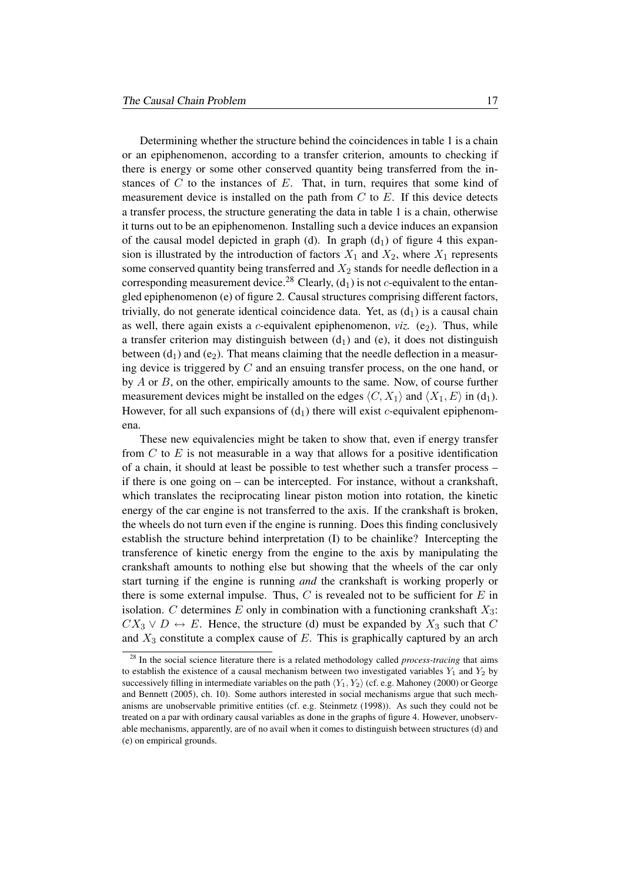Determining whether the structure behind the coincidences in table 1 is a chain or an epiphenomenon, according to a transfer criterion, amounts to checking if there is energy or some other conserved quantity being transferred from the instances of $C$ to the instances of $E$. That, in turn, requires that some kind of measurement device is installed on the path from $C$ to $E$. If this device detects a transfer process, the structure generating the data in table 1 is a chain, otherwise it turns out to be an epiphenomenon. Installing such a device induces an expansion of the causal model depicted in graph (d). In graph ($d_1$) of figure 4 this expansion is illustrated by the introduction of factors $X_1$ and $X_2$, where $X_1$ represents some conserved quantity being transferred and $X_2$ stands for needle deflection in a corresponding measurement device.[28] Clearly, ($d_1$) is not $c$-equivalent to the entangled epiphenomenon (e) of figure 2. Causal structures comprising different factors, trivially, do not generate identical coincidence data. Yet, as ($d_1$) is a causal chain as well, there again exists a $c$-equivalent epiphenomenon, *viz.* ($e_2$). Thus, while a transfer criterion may distinguish between ($d_1$) and (e), it does not distinguish between ($d_1$) and ($e_2$). That means claiming that the needle deflection in a measuring device is triggered by $C$ and an ensuing transfer process, on the one hand, or by $A$ or $B$, on the other, empirically amounts to the same. Now, of course further measurement devices might be installed on the edges $\langle C, X_1 \rangle$ and $\langle X_1, E \rangle$ in ($d_1$). However, for all such expansions of ($d_1$) there will exist $c$-equivalent epiphenomena.

These new equivalencies might be taken to show that, even if energy transfer from $C$ to $E$ is not measurable in a way that allows for a positive identification of a chain, it should at least be possible to test whether such a transfer process – if there is one going on – can be intercepted. For instance, without a crankshaft, which translates the reciprocating linear piston motion into rotation, the kinetic energy of the car engine is not transferred to the axis. If the crankshaft is broken, the wheels do not turn even if the engine is running. Does this finding conclusively establish the structure behind interpretation (I) to be chainlike? Intercepting the transference of kinetic energy from the engine to the axis by manipulating the crankshaft amounts to nothing else but showing that the wheels of the car only start turning if the engine is running *and* the crankshaft is working properly or there is some external impulse. Thus, $C$ is revealed not to be sufficient for $E$ in isolation. $C$ determines $E$ only in combination with a functioning crankshaft $X_3$: $CX_3 \vee D \leftrightarrow E$. Hence, the structure (d) must be expanded by $X_3$ such that $C$ and $X_3$ constitute a complex cause of $E$. This is graphically captured by an arch

[28] In the social science literature there is a related methodology called *process-tracing* that aims to establish the existence of a causal mechanism between two investigated variables $Y_1$ and $Y_2$ by successively filling in intermediate variables on the path $\langle Y_1, Y_2 \rangle$ (cf. e.g. Mahoney (2000) or George and Bennett (2005), ch. 10). Some authors interested in social mechanisms argue that such mechanisms are unobservable primitive entities (cf. e.g. Steinmetz (1998)). As such they could not be treated on a par with ordinary causal variables as done in the graphs of figure 4. However, unobservable mechanisms, apparently, are of no avail when it comes to distinguish between structures (d) and (e) on empirical grounds.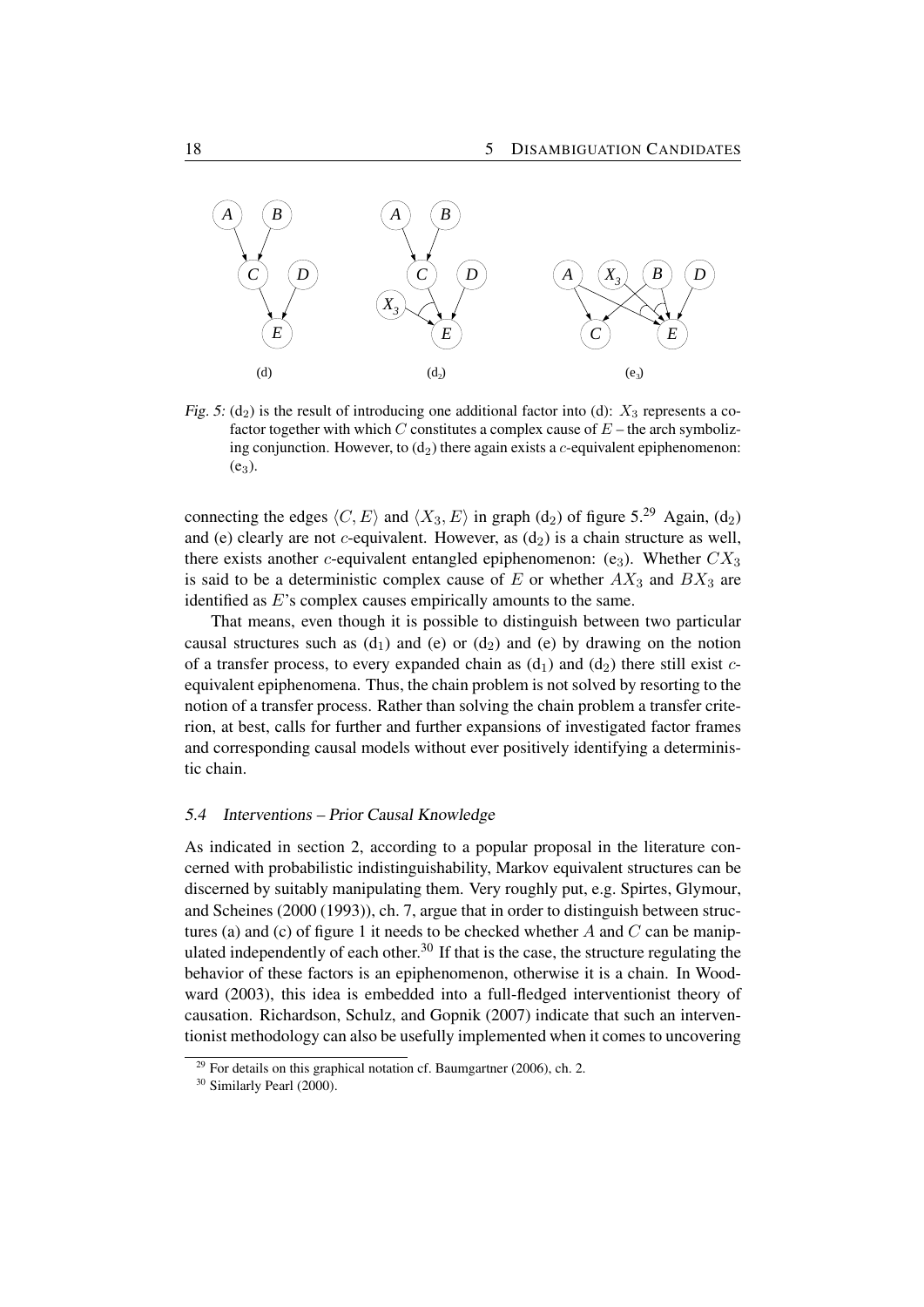Fig. 5: ($d_2$) is the result of introducing one additional factor into (d): $X_3$ represents a cofactor together with which $C$ constitutes a complex cause of $E$ – the arch symbolizing conjunction. However, to ($d_2$) there again exists a $c$-equivalent epiphenomenon: ($e_3$).

connecting the edges $\langle C, E \rangle$ and $\langle X_3, E \rangle$ in graph ($d_2$) of figure 5.[29] Again, ($d_2$) and (e) clearly are not $c$-equivalent. However, as ($d_2$) is a chain structure as well, there exists another $c$-equivalent entangled epiphenomenon: ($e_3$). Whether $CX_3$ is said to be a deterministic complex cause of $E$ or whether $AX_3$ and $BX_3$ are identified as $E$'s complex causes empirically amounts to the same.

That means, even though it is possible to distinguish between two particular causal structures such as ($d_1$) and (e) or ($d_2$) and (e) by drawing on the notion of a transfer process, to every expanded chain as ($d_1$) and ($d_2$) there still exist $c$-equivalent epiphenomena. Thus, the chain problem is not solved by resorting to the notion of a transfer process. Rather than solving the chain problem a transfer criterion, at best, calls for further and further expansions of investigated factor frames and corresponding causal models without ever positively identifying a deterministic chain.

### 5.4 Interventions – Prior Causal Knowledge

As indicated in section 2, according to a popular proposal in the literature concerned with probabilistic indistinguishability, Markov equivalent structures can be discerned by suitably manipulating them. Very roughly put, e.g. Spirtes, Glymour, and Scheines (2000 (1993)), ch. 7, argue that in order to distinguish between structures (a) and (c) of figure 1 it needs to be checked whether $A$ and $C$ can be manipulated independently of each other.[30] If that is the case, the structure regulating the behavior of these factors is an epiphenomenon, otherwise it is a chain. In Woodward (2003), this idea is embedded into a full-fledged interventionist theory of causation. Richardson, Schulz, and Gopnik (2007) indicate that such an interventionist methodology can also be usefully implemented when it comes to uncovering

[29] For details on this graphical notation cf. Baumgartner (2006), ch. 2.

[30] Similarly Pearl (2000).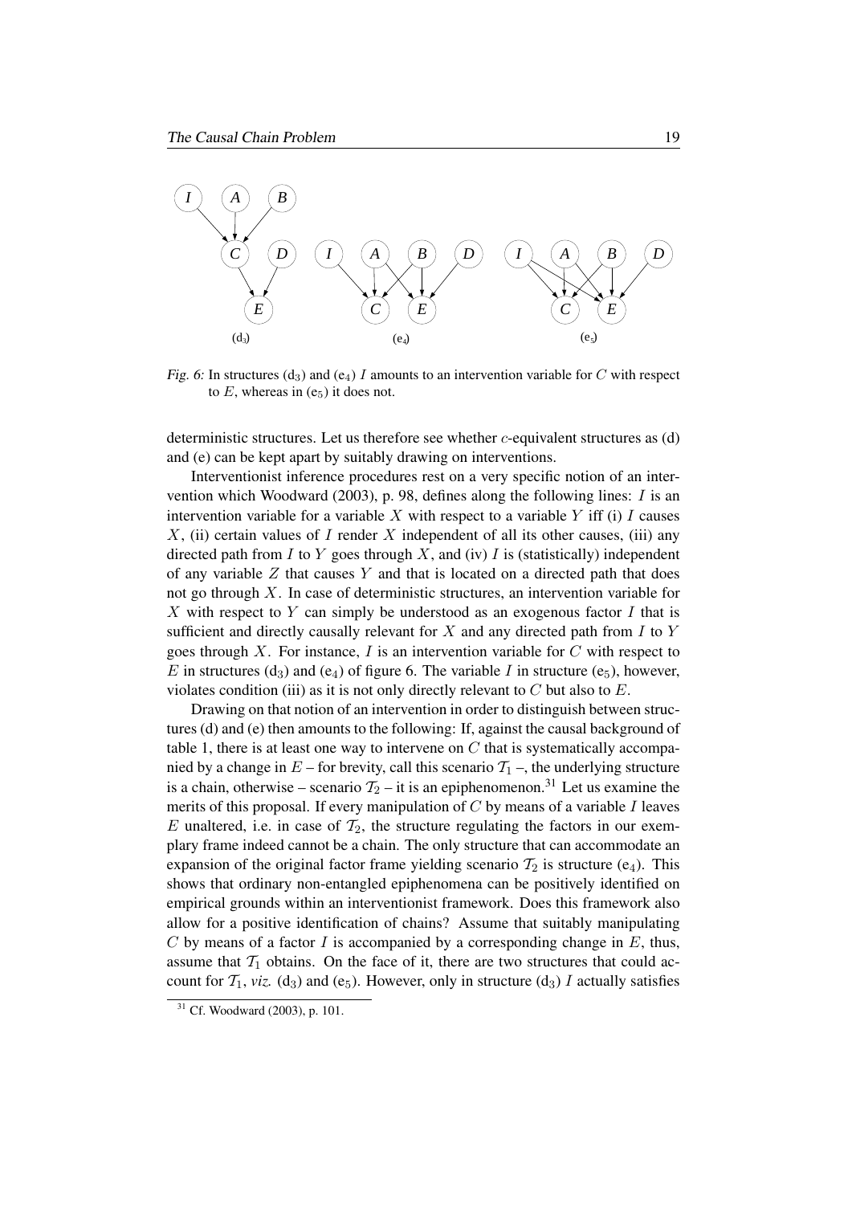*Fig. 6:* In structures ($d_3$) and ($e_4$) $I$ amounts to an intervention variable for $C$ with respect to $E$, whereas in ($e_5$) it does not.

deterministic structures. Let us therefore see whether $c$-equivalent structures as (d) and (e) can be kept apart by suitably drawing on interventions.

Interventionist inference procedures rest on a very specific notion of an intervention which Woodward (2003), p. 98, defines along the following lines: $I$ is an intervention variable for a variable $X$ with respect to a variable $Y$ iff (i) $I$ causes $X$, (ii) certain values of $I$ render $X$ independent of all its other causes, (iii) any directed path from $I$ to $Y$ goes through $X$, and (iv) $I$ is (statistically) independent of any variable $Z$ that causes $Y$ and that is located on a directed path that does not go through $X$. In case of deterministic structures, an intervention variable for $X$ with respect to $Y$ can simply be understood as an exogenous factor $I$ that is sufficient and directly causally relevant for $X$ and any directed path from $I$ to $Y$ goes through $X$. For instance, $I$ is an intervention variable for $C$ with respect to $E$ in structures ($d_3$) and ($e_4$) of figure 6. The variable $I$ in structure ($e_5$), however, violates condition (iii) as it is not only directly relevant to $C$ but also to $E$.

Drawing on that notion of an intervention in order to distinguish between structures (d) and (e) then amounts to the following: If, against the causal background of table 1, there is at least one way to intervene on $C$ that is systematically accompanied by a change in $E$ – for brevity, call this scenario $\mathcal{T}_1$ –, the underlying structure is a chain, otherwise – scenario $\mathcal{T}_2$ – it is an epiphenomenon.[31] Let us examine the merits of this proposal. If every manipulation of $C$ by means of a variable $I$ leaves $E$ unaltered, i.e. in case of $\mathcal{T}_2$, the structure regulating the factors in our exemplary frame indeed cannot be a chain. The only structure that can accommodate an expansion of the original factor frame yielding scenario $\mathcal{T}_2$ is structure ($e_4$). This shows that ordinary non-entangled epiphenomena can be positively identified on empirical grounds within an interventionist framework. Does this framework also allow for a positive identification of chains? Assume that suitably manipulating $C$ by means of a factor $I$ is accompanied by a corresponding change in $E$, thus, assume that $\mathcal{T}_1$ obtains. On the face of it, there are two structures that could account for $\mathcal{T}_1$, *viz.* ($d_3$) and ($e_5$). However, only in structure ($d_3$) $I$ actually satisfies

[31] Cf. Woodward (2003), p. 101.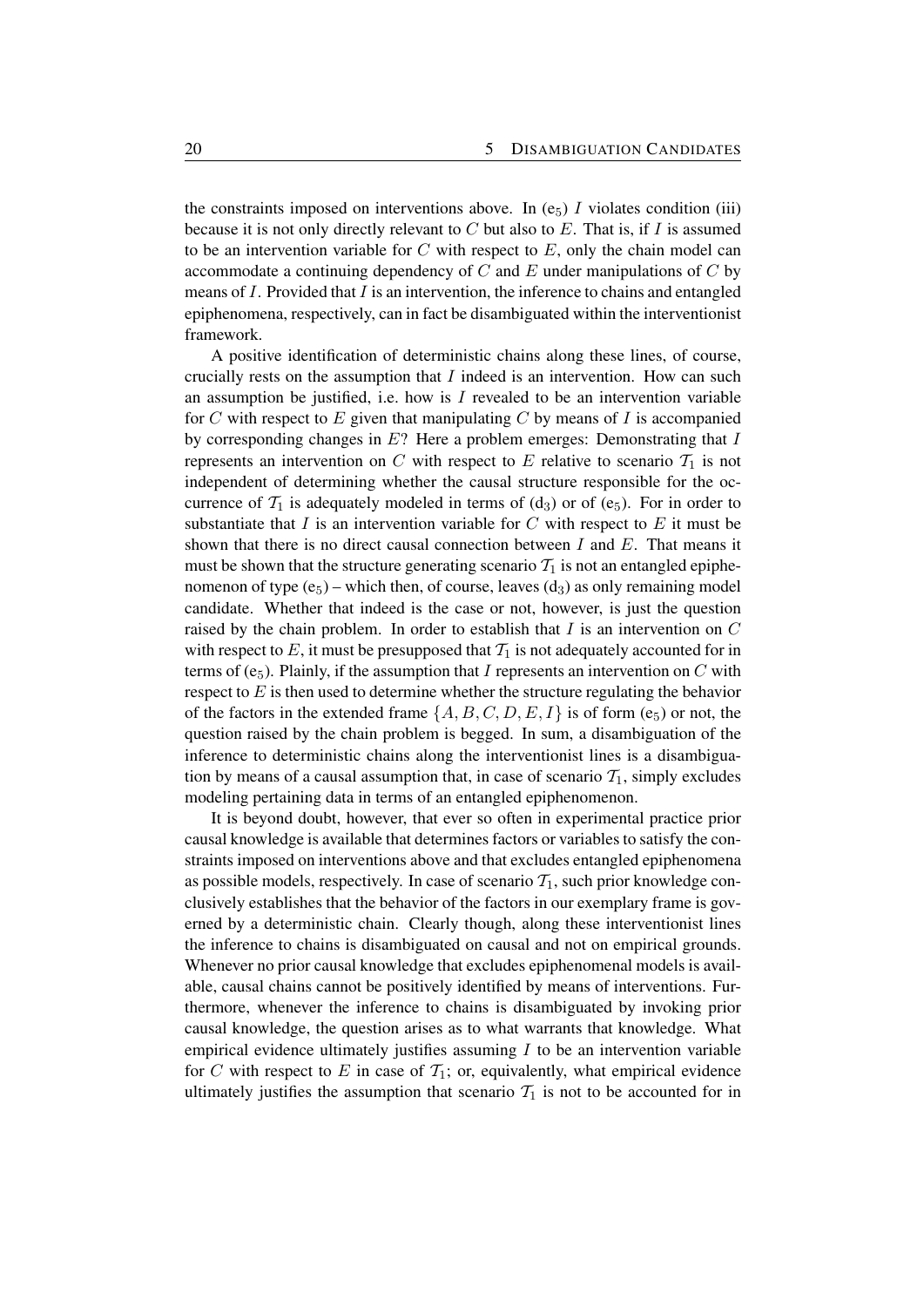the constraints imposed on interventions above. In ($e_5$) $I$ violates condition (iii) because it is not only directly relevant to $C$ but also to $E$. That is, if $I$ is assumed to be an intervention variable for $C$ with respect to $E$, only the chain model can accommodate a continuing dependency of $C$ and $E$ under manipulations of $C$ by means of $I$. Provided that $I$ is an intervention, the inference to chains and entangled epiphenomena, respectively, can in fact be disambiguated within the interventionist framework.

A positive identification of deterministic chains along these lines, of course, crucially rests on the assumption that $I$ indeed is an intervention. How can such an assumption be justified, i.e. how is $I$ revealed to be an intervention variable for $C$ with respect to $E$ given that manipulating $C$ by means of $I$ is accompanied by corresponding changes in $E$? Here a problem emerges: Demonstrating that $I$ represents an intervention on $C$ with respect to $E$ relative to scenario $\mathcal{T}_1$ is not independent of determining whether the causal structure responsible for the occurrence of $\mathcal{T}_1$ is adequately modeled in terms of ($d_3$) or of ($e_5$). For in order to substantiate that $I$ is an intervention variable for $C$ with respect to $E$ it must be shown that there is no direct causal connection between $I$ and $E$. That means it must be shown that the structure generating scenario $\mathcal{T}_1$ is not an entangled epiphenomenon of type ($e_5$) – which then, of course, leaves ($d_3$) as only remaining model candidate. Whether that indeed is the case or not, however, is just the question raised by the chain problem. In order to establish that $I$ is an intervention on $C$ with respect to $E$, it must be presupposed that $\mathcal{T}_1$ is not adequately accounted for in terms of ($e_5$). Plainly, if the assumption that $I$ represents an intervention on $C$ with respect to $E$ is then used to determine whether the structure regulating the behavior of the factors in the extended frame $\{A, B, C, D, E, I\}$ is of form ($e_5$) or not, the question raised by the chain problem is begged. In sum, a disambiguation of the inference to deterministic chains along the interventionist lines is a disambiguation by means of a causal assumption that, in case of scenario $\mathcal{T}_1$, simply excludes modeling pertaining data in terms of an entangled epiphenomenon.

It is beyond doubt, however, that ever so often in experimental practice prior causal knowledge is available that determines factors or variables to satisfy the constraints imposed on interventions above and that excludes entangled epiphenomena as possible models, respectively. In case of scenario $\mathcal{T}_1$, such prior knowledge conclusively establishes that the behavior of the factors in our exemplary frame is governed by a deterministic chain. Clearly though, along these interventionist lines the inference to chains is disambiguated on causal and not on empirical grounds. Whenever no prior causal knowledge that excludes epiphenomenal models is available, causal chains cannot be positively identified by means of interventions. Furthermore, whenever the inference to chains is disambiguated by invoking prior causal knowledge, the question arises as to what warrants that knowledge. What empirical evidence ultimately justifies assuming $I$ to be an intervention variable for $C$ with respect to $E$ in case of $\mathcal{T}_1$; or, equivalently, what empirical evidence ultimately justifies the assumption that scenario $\mathcal{T}_1$ is not to be accounted for in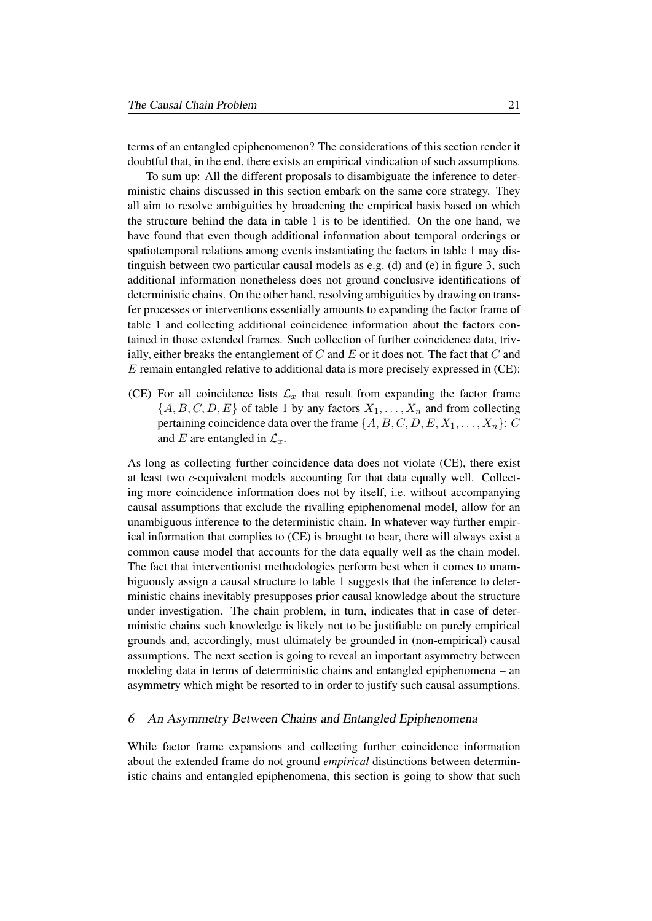terms of an entangled epiphenomenon? The considerations of this section render it doubtful that, in the end, there exists an empirical vindication of such assumptions.

To sum up: All the different proposals to disambiguate the inference to deterministic chains discussed in this section embark on the same core strategy. They all aim to resolve ambiguities by broadening the empirical basis based on which the structure behind the data in table 1 is to be identified. On the one hand, we have found that even though additional information about temporal orderings or spatiotemporal relations among events instantiating the factors in table 1 may distinguish between two particular causal models as e.g. (d) and (e) in figure 3, such additional information nonetheless does not ground conclusive identifications of deterministic chains. On the other hand, resolving ambiguities by drawing on transfer processes or interventions essentially amounts to expanding the factor frame of table 1 and collecting additional coincidence information about the factors contained in those extended frames. Such collection of further coincidence data, trivially, either breaks the entanglement of $C$ and $E$ or it does not. The fact that $C$ and $E$ remain entangled relative to additional data is more precisely expressed in (CE):

(CE) For all coincidence lists $\mathcal{L}_x$ that result from expanding the factor frame $\{A, B, C, D, E\}$ of table 1 by any factors $X_1, \ldots, X_n$ and from collecting pertaining coincidence data over the frame $\{A, B, C, D, E, X_1, \ldots, X_n\}$: $C$ and $E$ are entangled in $\mathcal{L}_x$.

As long as collecting further coincidence data does not violate (CE), there exist at least two $c$-equivalent models accounting for that data equally well. Collecting more coincidence information does not by itself, i.e. without accompanying causal assumptions that exclude the rivalling epiphenomenal model, allow for an unambiguous inference to the deterministic chain. In whatever way further empirical information that complies to (CE) is brought to bear, there will always exist a common cause model that accounts for the data equally well as the chain model. The fact that interventionist methodologies perform best when it comes to unambiguously assign a causal structure to table 1 suggests that the inference to deterministic chains inevitably presupposes prior causal knowledge about the structure under investigation. The chain problem, in turn, indicates that in case of deterministic chains such knowledge is likely not to be justifiable on purely empirical grounds and, accordingly, must ultimately be grounded in (non-empirical) causal assumptions. The next section is going to reveal an important asymmetry between modeling data in terms of deterministic chains and entangled epiphenomena – an asymmetry which might be resorted to in order to justify such causal assumptions.

## 6 An Asymmetry Between Chains and Entangled Epiphenomena

While factor frame expansions and collecting further coincidence information about the extended frame do not ground *empirical* distinctions between deterministic chains and entangled epiphenomena, this section is going to show that such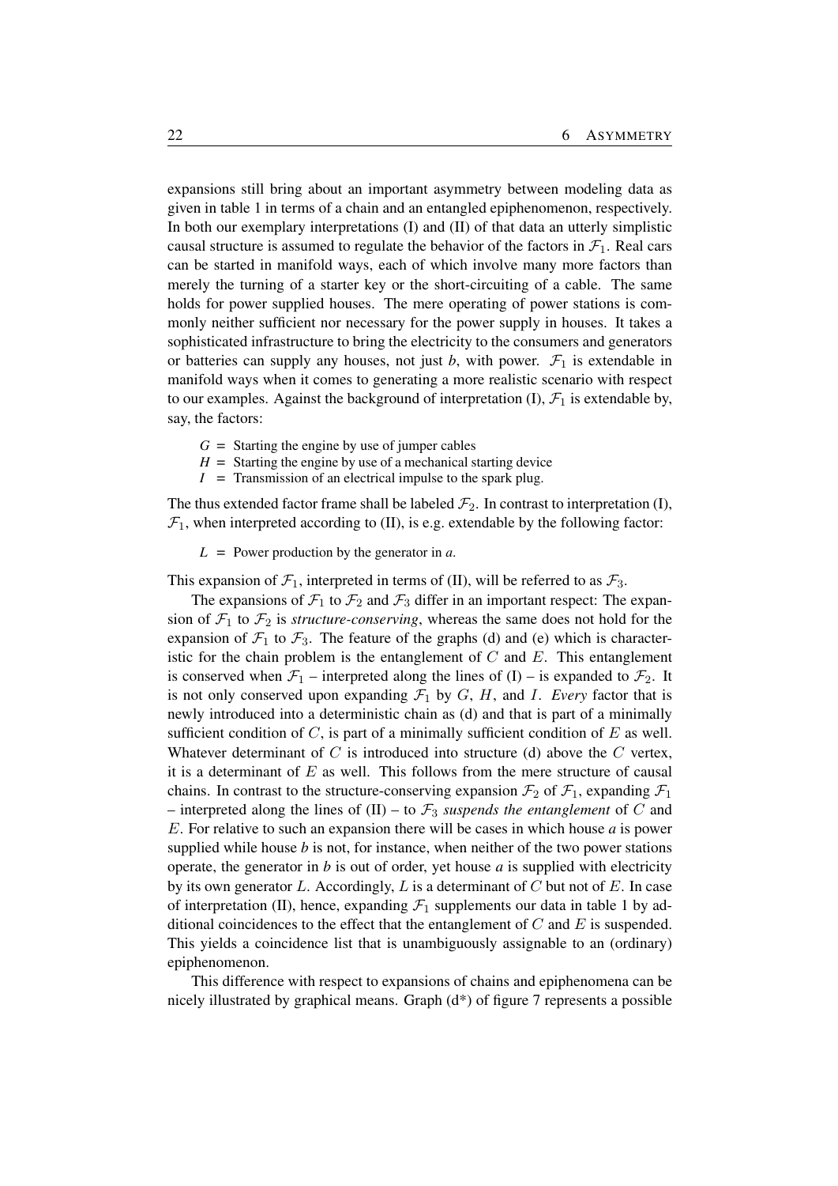expansions still bring about an important asymmetry between modeling data as given in table 1 in terms of a chain and an entangled epiphenomenon, respectively. In both our exemplary interpretations (I) and (II) of that data an utterly simplistic causal structure is assumed to regulate the behavior of the factors in $\mathcal{F}_1$. Real cars can be started in manifold ways, each of which involve many more factors than merely the turning of a starter key or the short-circuiting of a cable. The same holds for power supplied houses. The mere operating of power stations is commonly neither sufficient nor necessary for the power supply in houses. It takes a sophisticated infrastructure to bring the electricity to the consumers and generators or batteries can supply any houses, not just *b*, with power. $\mathcal{F}_1$ is extendable in manifold ways when it comes to generating a more realistic scenario with respect to our examples. Against the background of interpretation (I), $\mathcal{F}_1$ is extendable by, say, the factors:

$G$ = Starting the engine by use of jumper cables
$H$ = Starting the engine by use of a mechanical starting device
$I$ = Transmission of an electrical impulse to the spark plug.

The thus extended factor frame shall be labeled $\mathcal{F}_2$. In contrast to interpretation (I), $\mathcal{F}_1$, when interpreted according to (II), is e.g. extendable by the following factor:

$L$ = Power production by the generator in *a*.

This expansion of $\mathcal{F}_1$, interpreted in terms of (II), will be referred to as $\mathcal{F}_3$.

The expansions of $\mathcal{F}_1$ to $\mathcal{F}_2$ and $\mathcal{F}_3$ differ in an important respect: The expansion of $\mathcal{F}_1$ to $\mathcal{F}_2$ is *structure-conserving*, whereas the same does not hold for the expansion of $\mathcal{F}_1$ to $\mathcal{F}_3$. The feature of the graphs (d) and (e) which is characteristic for the chain problem is the entanglement of $C$ and $E$. This entanglement is conserved when $\mathcal{F}_1$ – interpreted along the lines of (I) – is expanded to $\mathcal{F}_2$. It is not only conserved upon expanding $\mathcal{F}_1$ by $G$, $H$, and $I$. *Every* factor that is newly introduced into a deterministic chain as (d) and that is part of a minimally sufficient condition of $C$, is part of a minimally sufficient condition of $E$ as well. Whatever determinant of $C$ is introduced into structure (d) above the $C$ vertex, it is a determinant of $E$ as well. This follows from the mere structure of causal chains. In contrast to the structure-conserving expansion $\mathcal{F}_2$ of $\mathcal{F}_1$, expanding $\mathcal{F}_1$ – interpreted along the lines of (II) – to $\mathcal{F}_3$ *suspends the entanglement* of $C$ and $E$. For relative to such an expansion there will be cases in which house *a* is power supplied while house *b* is not, for instance, when neither of the two power stations operate, the generator in *b* is out of order, yet house *a* is supplied with electricity by its own generator $L$. Accordingly, $L$ is a determinant of $C$ but not of $E$. In case of interpretation (II), hence, expanding $\mathcal{F}_1$ supplements our data in table 1 by additional coincidences to the effect that the entanglement of $C$ and $E$ is suspended. This yields a coincidence list that is unambiguously assignable to an (ordinary) epiphenomenon.

This difference with respect to expansions of chains and epiphenomena can be nicely illustrated by graphical means. Graph (d*) of figure 7 represents a possible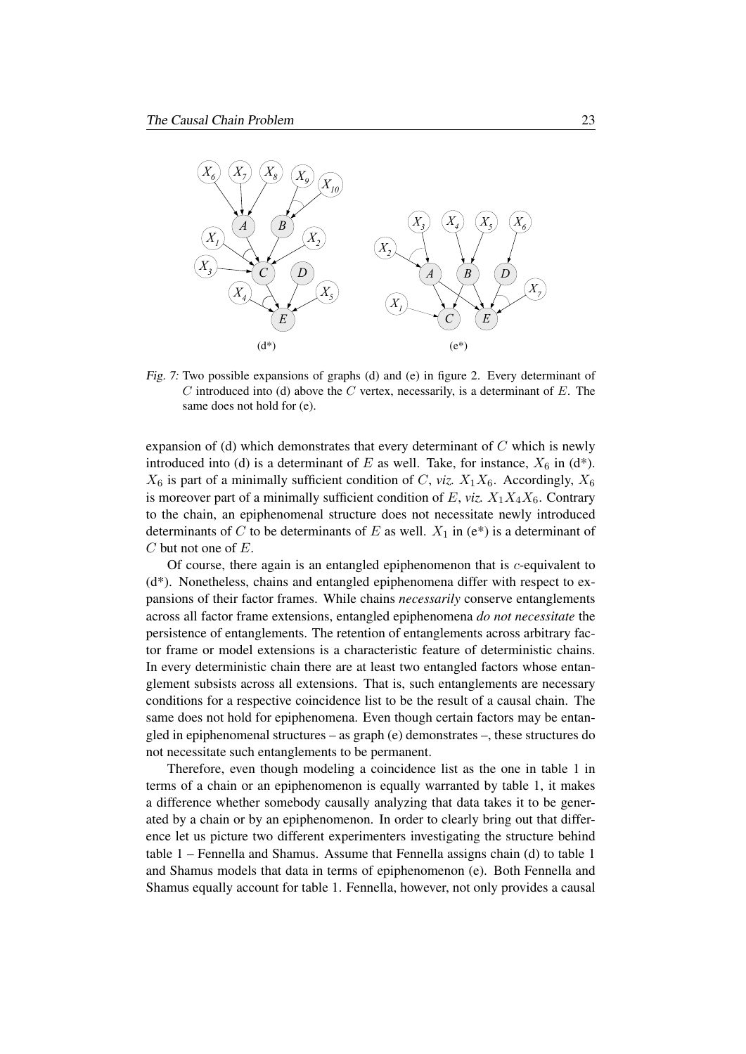*Fig. 7:* Two possible expansions of graphs (d) and (e) in figure 2. Every determinant of $C$ introduced into (d) above the $C$ vertex, necessarily, is a determinant of $E$. The same does not hold for (e).

expansion of (d) which demonstrates that every determinant of $C$ which is newly introduced into (d) is a determinant of $E$ as well. Take, for instance, $X_6$ in (d*). $X_6$ is part of a minimally sufficient condition of $C$, *viz.* $X_1X_6$. Accordingly, $X_6$ is moreover part of a minimally sufficient condition of $E$, *viz.* $X_1X_4X_6$. Contrary to the chain, an epiphenomenal structure does not necessitate newly introduced determinants of $C$ to be determinants of $E$ as well. $X_1$ in (e*) is a determinant of $C$ but not one of $E$.

Of course, there again is an entangled epiphenomenon that is $c$-equivalent to (d*). Nonetheless, chains and entangled epiphenomena differ with respect to expansions of their factor frames. While chains *necessarily* conserve entanglements across all factor frame extensions, entangled epiphenomena *do not necessitate* the persistence of entanglements. The retention of entanglements across arbitrary factor frame or model extensions is a characteristic feature of deterministic chains. In every deterministic chain there are at least two entangled factors whose entanglement subsists across all extensions. That is, such entanglements are necessary conditions for a respective coincidence list to be the result of a causal chain. The same does not hold for epiphenomena. Even though certain factors may be entangled in epiphenomenal structures – as graph (e) demonstrates –, these structures do not necessitate such entanglements to be permanent.

Therefore, even though modeling a coincidence list as the one in table 1 in terms of a chain or an epiphenomenon is equally warranted by table 1, it makes a difference whether somebody causally analyzing that data takes it to be generated by a chain or by an epiphenomenon. In order to clearly bring out that difference let us picture two different experimenters investigating the structure behind table 1 – Fennella and Shamus. Assume that Fennella assigns chain (d) to table 1 and Shamus models that data in terms of epiphenomenon (e). Both Fennella and Shamus equally account for table 1. Fennella, however, not only provides a causal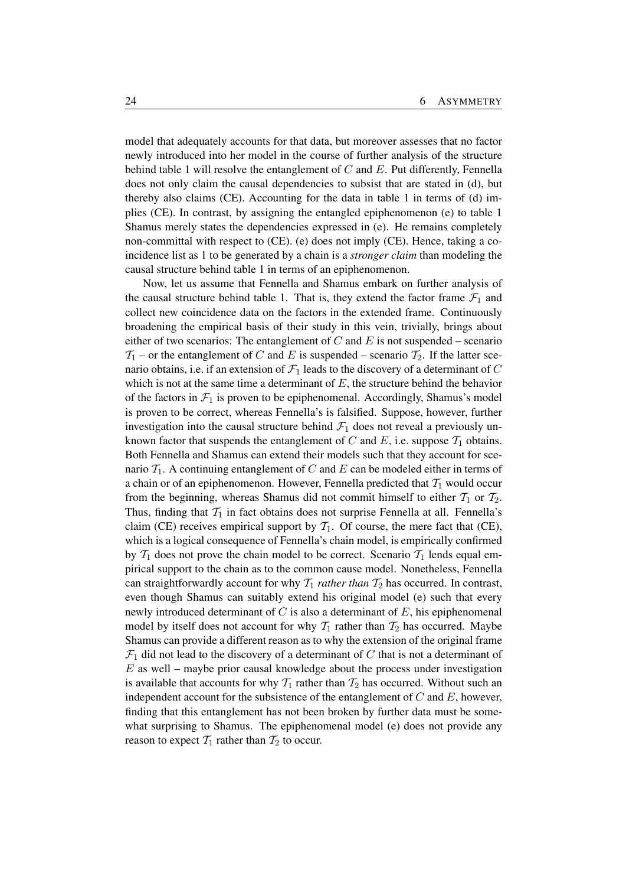model that adequately accounts for that data, but moreover assesses that no factor newly introduced into her model in the course of further analysis of the structure behind table 1 will resolve the entanglement of $C$ and $E$. Put differently, Fennella does not only claim the causal dependencies to subsist that are stated in (d), but thereby also claims (CE). Accounting for the data in table 1 in terms of (d) implies (CE). In contrast, by assigning the entangled epiphenomenon (e) to table 1 Shamus merely states the dependencies expressed in (e). He remains completely non-committal with respect to (CE). (e) does not imply (CE). Hence, taking a coincidence list as 1 to be generated by a chain is a *stronger claim* than modeling the causal structure behind table 1 in terms of an epiphenomenon.

Now, let us assume that Fennella and Shamus embark on further analysis of the causal structure behind table 1. That is, they extend the factor frame $\mathcal{F}_1$ and collect new coincidence data on the factors in the extended frame. Continuously broadening the empirical basis of their study in this vein, trivially, brings about either of two scenarios: The entanglement of $C$ and $E$ is not suspended – scenario $\mathcal{T}_1$ – or the entanglement of $C$ and $E$ is suspended – scenario $\mathcal{T}_2$. If the latter scenario obtains, i.e. if an extension of $\mathcal{F}_1$ leads to the discovery of a determinant of $C$ which is not at the same time a determinant of $E$, the structure behind the behavior of the factors in $\mathcal{F}_1$ is proven to be epiphenomenal. Accordingly, Shamus's model is proven to be correct, whereas Fennella's is falsified. Suppose, however, further investigation into the causal structure behind $\mathcal{F}_1$ does not reveal a previously unknown factor that suspends the entanglement of $C$ and $E$, i.e. suppose $\mathcal{T}_1$ obtains. Both Fennella and Shamus can extend their models such that they account for scenario $\mathcal{T}_1$. A continuing entanglement of $C$ and $E$ can be modeled either in terms of a chain or of an epiphenomenon. However, Fennella predicted that $\mathcal{T}_1$ would occur from the beginning, whereas Shamus did not commit himself to either $\mathcal{T}_1$ or $\mathcal{T}_2$. Thus, finding that $\mathcal{T}_1$ in fact obtains does not surprise Fennella at all. Fennella's claim (CE) receives empirical support by $\mathcal{T}_1$. Of course, the mere fact that (CE), which is a logical consequence of Fennella's chain model, is empirically confirmed by $\mathcal{T}_1$ does not prove the chain model to be correct. Scenario $\mathcal{T}_1$ lends equal empirical support to the chain as to the common cause model. Nonetheless, Fennella can straightforwardly account for why $\mathcal{T}_1$ *rather than* $\mathcal{T}_2$ has occurred. In contrast, even though Shamus can suitably extend his original model (e) such that every newly introduced determinant of $C$ is also a determinant of $E$, his epiphenomenal model by itself does not account for why $\mathcal{T}_1$ rather than $\mathcal{T}_2$ has occurred. Maybe Shamus can provide a different reason as to why the extension of the original frame $\mathcal{F}_1$ did not lead to the discovery of a determinant of $C$ that is not a determinant of $E$ as well – maybe prior causal knowledge about the process under investigation is available that accounts for why $\mathcal{T}_1$ rather than $\mathcal{T}_2$ has occurred. Without such an independent account for the subsistence of the entanglement of $C$ and $E$, however, finding that this entanglement has not been broken by further data must be somewhat surprising to Shamus. The epiphenomenal model (e) does not provide any reason to expect $\mathcal{T}_1$ rather than $\mathcal{T}_2$ to occur.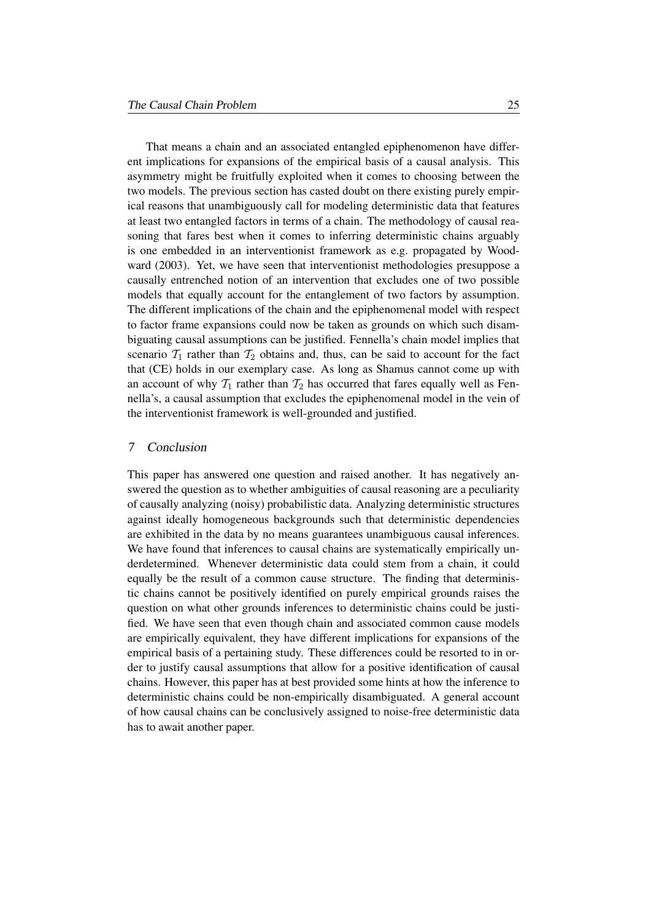That means a chain and an associated entangled epiphenomenon have different implications for expansions of the empirical basis of a causal analysis. This asymmetry might be fruitfully exploited when it comes to choosing between the two models. The previous section has casted doubt on there existing purely empirical reasons that unambiguously call for modeling deterministic data that features at least two entangled factors in terms of a chain. The methodology of causal reasoning that fares best when it comes to inferring deterministic chains arguably is one embedded in an interventionist framework as e.g. propagated by Woodward (2003). Yet, we have seen that interventionist methodologies presuppose a causally entrenched notion of an intervention that excludes one of two possible models that equally account for the entanglement of two factors by assumption. The different implications of the chain and the epiphenomenal model with respect to factor frame expansions could now be taken as grounds on which such disambiguating causal assumptions can be justified. Fennella's chain model implies that scenario $\mathcal{T}_1$ rather than $\mathcal{T}_2$ obtains and, thus, can be said to account for the fact that (CE) holds in our exemplary case. As long as Shamus cannot come up with an account of why $\mathcal{T}_1$ rather than $\mathcal{T}_2$ has occurred that fares equally well as Fennella's, a causal assumption that excludes the epiphenomenal model in the vein of the interventionist framework is well-grounded and justified.

## 7 Conclusion

This paper has answered one question and raised another. It has negatively answered the question as to whether ambiguities of causal reasoning are a peculiarity of causally analyzing (noisy) probabilistic data. Analyzing deterministic structures against ideally homogeneous backgrounds such that deterministic dependencies are exhibited in the data by no means guarantees unambiguous causal inferences. We have found that inferences to causal chains are systematically empirically underdetermined. Whenever deterministic data could stem from a chain, it could equally be the result of a common cause structure. The finding that deterministic chains cannot be positively identified on purely empirical grounds raises the question on what other grounds inferences to deterministic chains could be justified. We have seen that even though chain and associated common cause models are empirically equivalent, they have different implications for expansions of the empirical basis of a pertaining study. These differences could be resorted to in order to justify causal assumptions that allow for a positive identification of causal chains. However, this paper has at best provided some hints at how the inference to deterministic chains could be non-empirically disambiguated. A general account of how causal chains can be conclusively assigned to noise-free deterministic data has to await another paper.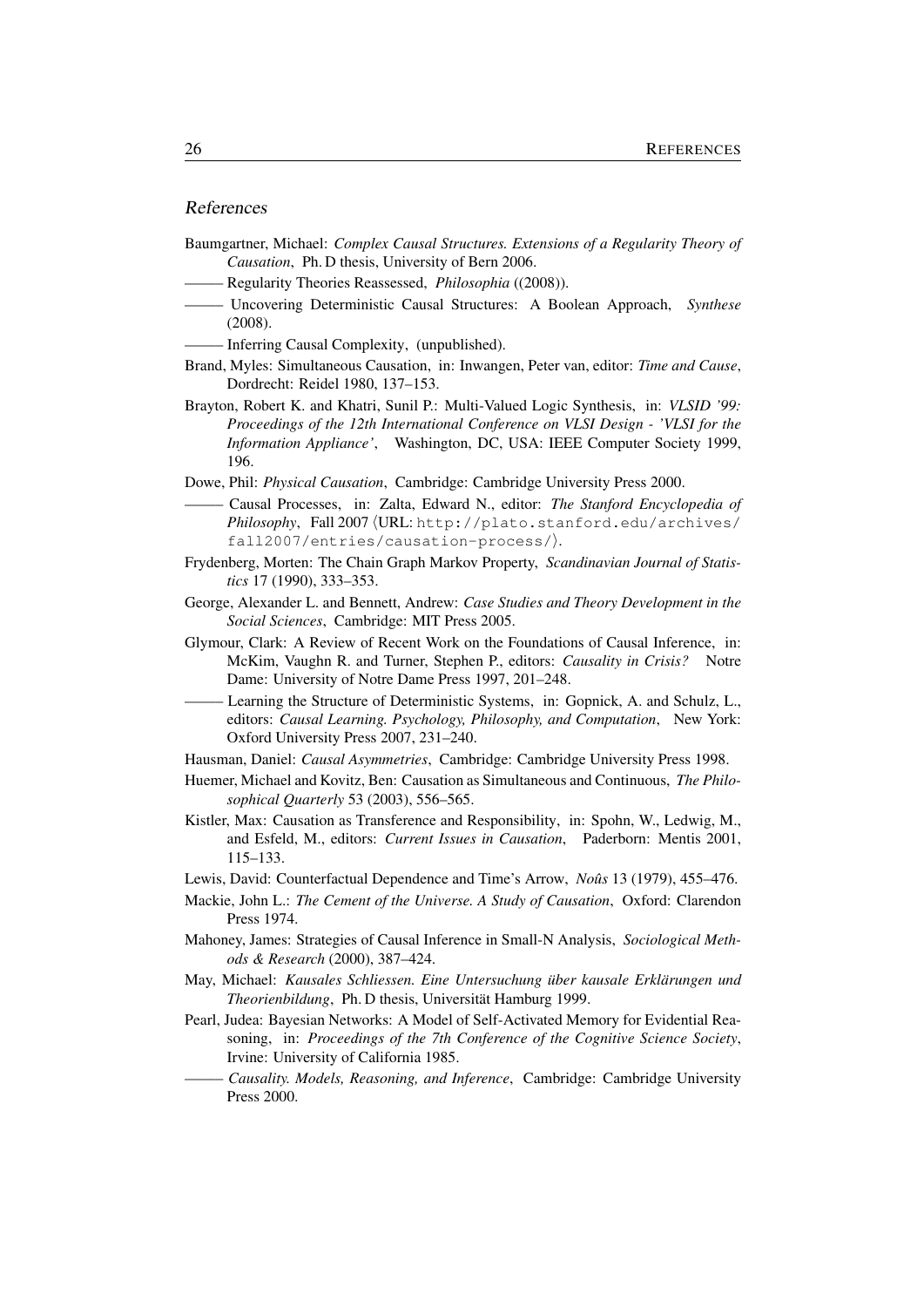## References

Baumgartner, Michael: *Complex Causal Structures. Extensions of a Regularity Theory of Causation*, Ph. D thesis, University of Bern 2006.

——— Regularity Theories Reassessed, *Philosophia* ((2008)).

——— Uncovering Deterministic Causal Structures: A Boolean Approach, *Synthese* (2008).

——— Inferring Causal Complexity, (unpublished).

Brand, Myles: Simultaneous Causation, in: Inwangen, Peter van, editor: *Time and Cause*, Dordrecht: Reidel 1980, 137–153.

Brayton, Robert K. and Khatri, Sunil P.: Multi-Valued Logic Synthesis, in: *VLSID '99: Proceedings of the 12th International Conference on VLSI Design - 'VLSI for the Information Appliance'*, Washington, DC, USA: IEEE Computer Society 1999, 196.

Dowe, Phil: *Physical Causation*, Cambridge: Cambridge University Press 2000.

——— Causal Processes, in: Zalta, Edward N., editor: *The Stanford Encyclopedia of Philosophy*, Fall 2007 ⟨URL: http://plato.stanford.edu/archives/fall2007/entries/causation-process/⟩.

Frydenberg, Morten: The Chain Graph Markov Property, *Scandinavian Journal of Statistics* 17 (1990), 333–353.

George, Alexander L. and Bennett, Andrew: *Case Studies and Theory Development in the Social Sciences*, Cambridge: MIT Press 2005.

Glymour, Clark: A Review of Recent Work on the Foundations of Causal Inference, in: McKim, Vaughn R. and Turner, Stephen P., editors: *Causality in Crisis?* Notre Dame: University of Notre Dame Press 1997, 201–248.

——— Learning the Structure of Deterministic Systems, in: Gopnick, A. and Schulz, L., editors: *Causal Learning. Psychology, Philosophy, and Computation*, New York: Oxford University Press 2007, 231–240.

Hausman, Daniel: *Causal Asymmetries*, Cambridge: Cambridge University Press 1998.

Huemer, Michael and Kovitz, Ben: Causation as Simultaneous and Continuous, *The Philosophical Quarterly* 53 (2003), 556–565.

Kistler, Max: Causation as Transference and Responsibility, in: Spohn, W., Ledwig, M., and Esfeld, M., editors: *Current Issues in Causation*, Paderborn: Mentis 2001, 115–133.

Lewis, David: Counterfactual Dependence and Time's Arrow, *Noûs* 13 (1979), 455–476.

Mackie, John L.: *The Cement of the Universe. A Study of Causation*, Oxford: Clarendon Press 1974.

Mahoney, James: Strategies of Causal Inference in Small-N Analysis, *Sociological Methods & Research* (2000), 387–424.

May, Michael: *Kausales Schliessen. Eine Untersuchung über kausale Erklärungen und Theorienbildung*, Ph. D thesis, Universität Hamburg 1999.

Pearl, Judea: Bayesian Networks: A Model of Self-Activated Memory for Evidential Reasoning, in: *Proceedings of the 7th Conference of the Cognitive Science Society*, Irvine: University of California 1985.

——— *Causality. Models, Reasoning, and Inference*, Cambridge: Cambridge University Press 2000.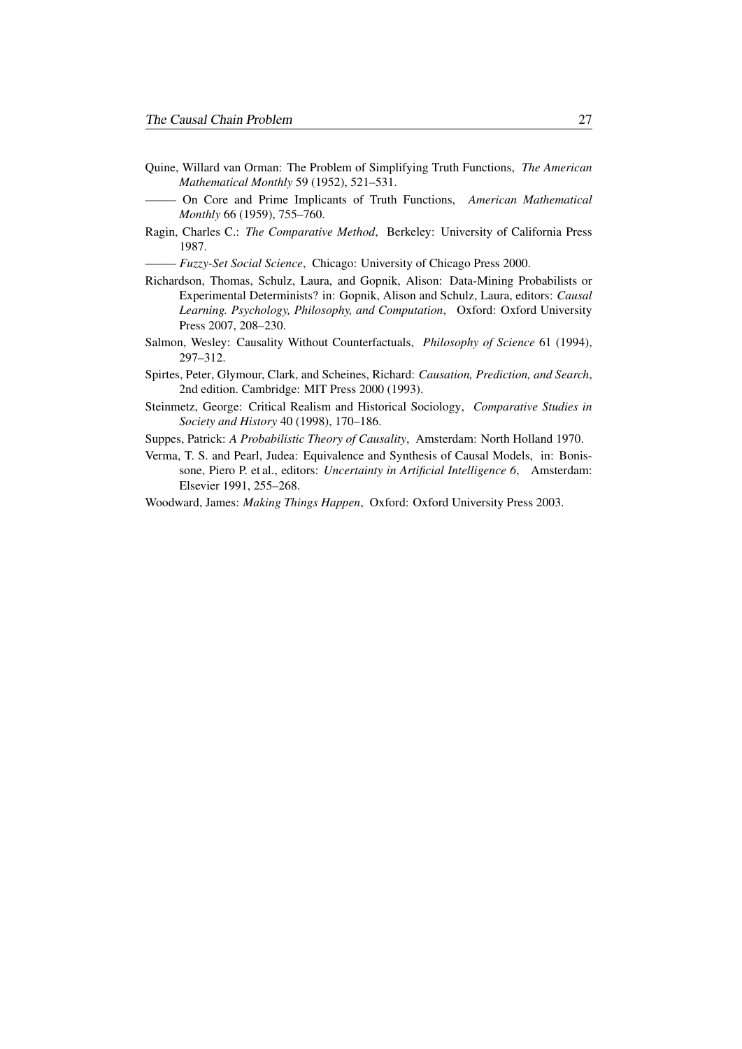Quine, Willard van Orman: The Problem of Simplifying Truth Functions, *The American Mathematical Monthly* 59 (1952), 521–531.

——— On Core and Prime Implicants of Truth Functions, *American Mathematical Monthly* 66 (1959), 755–760.

Ragin, Charles C.: *The Comparative Method*, Berkeley: University of California Press 1987.

——— *Fuzzy-Set Social Science*, Chicago: University of Chicago Press 2000.

Richardson, Thomas, Schulz, Laura, and Gopnik, Alison: Data-Mining Probabilists or Experimental Determinists? in: Gopnik, Alison and Schulz, Laura, editors: *Causal Learning. Psychology, Philosophy, and Computation*, Oxford: Oxford University Press 2007, 208–230.

Salmon, Wesley: Causality Without Counterfactuals, *Philosophy of Science* 61 (1994), 297–312.

Spirtes, Peter, Glymour, Clark, and Scheines, Richard: *Causation, Prediction, and Search*, 2nd edition. Cambridge: MIT Press 2000 (1993).

Steinmetz, George: Critical Realism and Historical Sociology, *Comparative Studies in Society and History* 40 (1998), 170–186.

Suppes, Patrick: *A Probabilistic Theory of Causality*, Amsterdam: North Holland 1970.

Verma, T. S. and Pearl, Judea: Equivalence and Synthesis of Causal Models, in: Bonissone, Piero P. et al., editors: *Uncertainty in Artificial Intelligence 6*, Amsterdam: Elsevier 1991, 255–268.

Woodward, James: *Making Things Happen*, Oxford: Oxford University Press 2003.